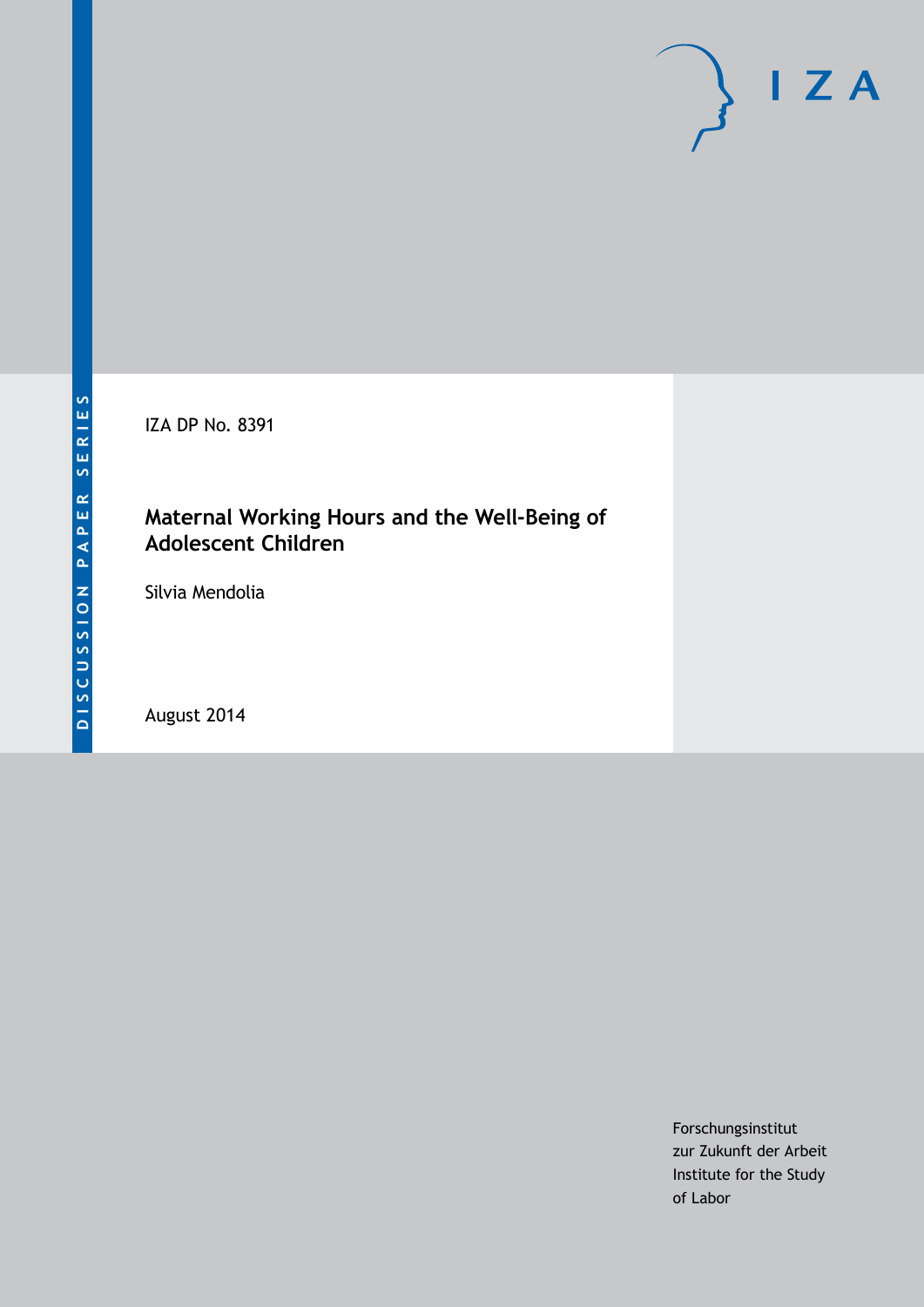DISCUSSION PAPER SERIES

IZA

IZA DP No. 8391

# Maternal Working Hours and the Well-Being of Adolescent Children

Silvia Mendolia

August 2014

Forschungsinstitut
zur Zukunft der Arbeit
Institute for the Study
of Labor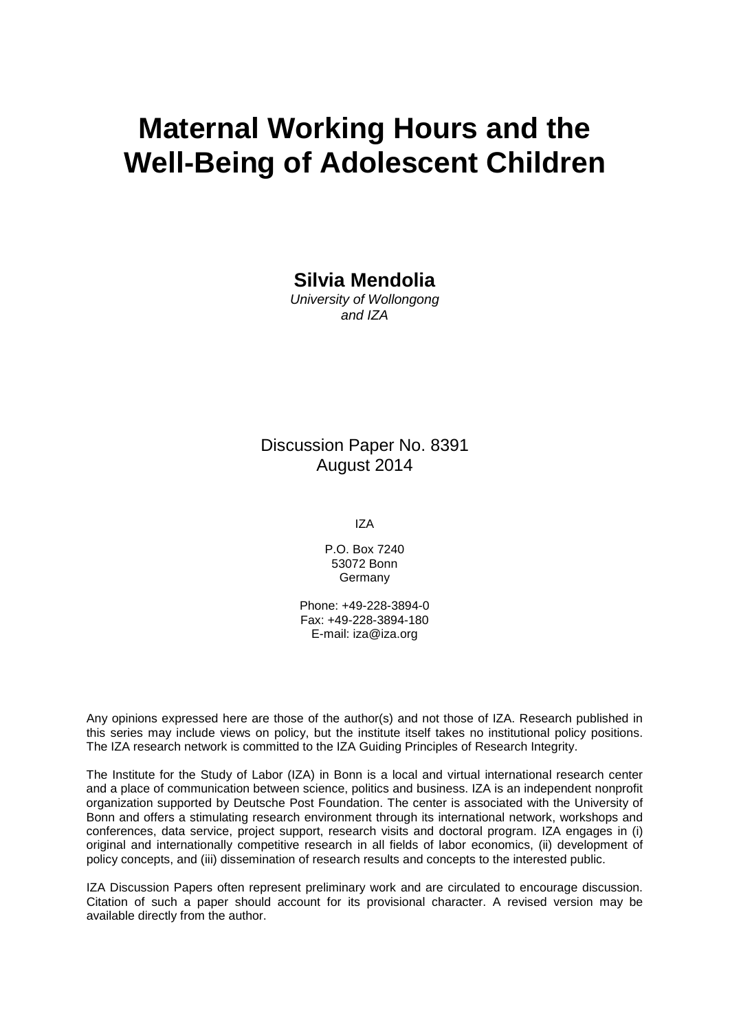# Maternal Working Hours and the Well-Being of Adolescent Children

**Silvia Mendolia**

*University of Wollongong and IZA*

Discussion Paper No. 8391
August 2014

IZA

P.O. Box 7240
53072 Bonn
Germany

Phone: +49-228-3894-0
Fax: +49-228-3894-180
E-mail: iza@iza.org

Any opinions expressed here are those of the author(s) and not those of IZA. Research published in this series may include views on policy, but the institute itself takes no institutional policy positions. The IZA research network is committed to the IZA Guiding Principles of Research Integrity.

The Institute for the Study of Labor (IZA) in Bonn is a local and virtual international research center and a place of communication between science, politics and business. IZA is an independent nonprofit organization supported by Deutsche Post Foundation. The center is associated with the University of Bonn and offers a stimulating research environment through its international network, workshops and conferences, data service, project support, research visits and doctoral program. IZA engages in (i) original and internationally competitive research in all fields of labor economics, (ii) development of policy concepts, and (iii) dissemination of research results and concepts to the interested public.

IZA Discussion Papers often represent preliminary work and are circulated to encourage discussion. Citation of such a paper should account for its provisional character. A revised version may be available directly from the author.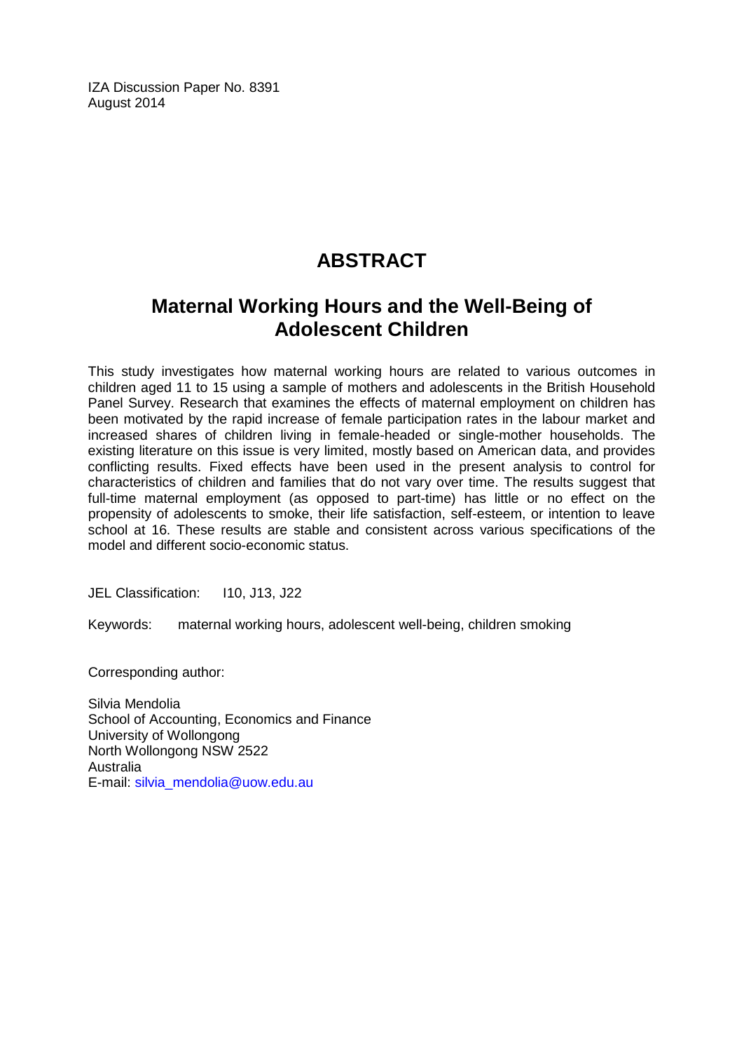IZA Discussion Paper No. 8391
August 2014

# ABSTRACT

## Maternal Working Hours and the Well-Being of Adolescent Children

This study investigates how maternal working hours are related to various outcomes in children aged 11 to 15 using a sample of mothers and adolescents in the British Household Panel Survey. Research that examines the effects of maternal employment on children has been motivated by the rapid increase of female participation rates in the labour market and increased shares of children living in female-headed or single-mother households. The existing literature on this issue is very limited, mostly based on American data, and provides conflicting results. Fixed effects have been used in the present analysis to control for characteristics of children and families that do not vary over time. The results suggest that full-time maternal employment (as opposed to part-time) has little or no effect on the propensity of adolescents to smoke, their life satisfaction, self-esteem, or intention to leave school at 16. These results are stable and consistent across various specifications of the model and different socio-economic status.

JEL Classification: I10, J13, J22

Keywords: maternal working hours, adolescent well-being, children smoking

Corresponding author:

Silvia Mendolia
School of Accounting, Economics and Finance
University of Wollongong
North Wollongong NSW 2522
Australia
E-mail: silvia_mendolia@uow.edu.au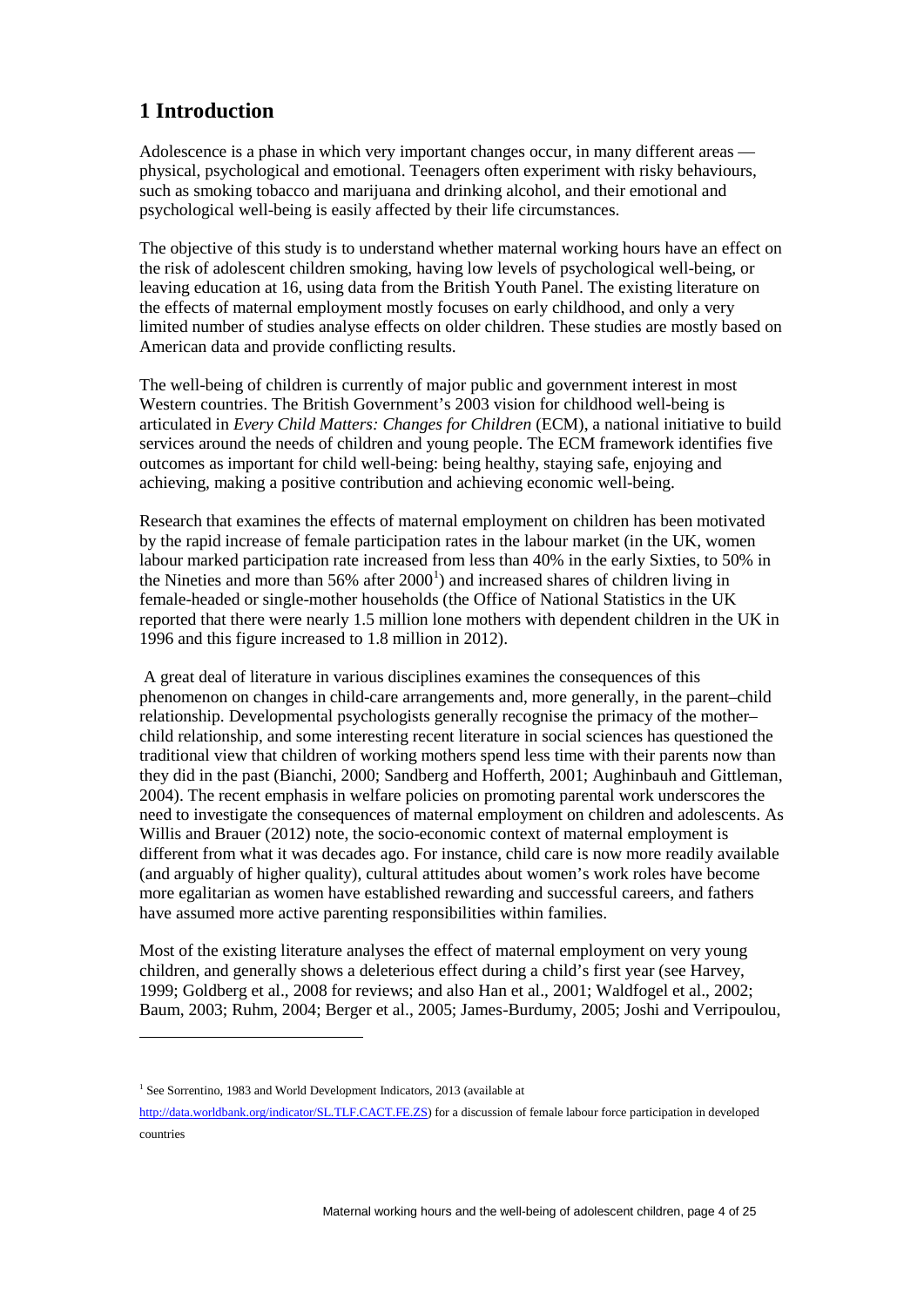# 1 Introduction

Adolescence is a phase in which very important changes occur, in many different areas — physical, psychological and emotional. Teenagers often experiment with risky behaviours, such as smoking tobacco and marijuana and drinking alcohol, and their emotional and psychological well-being is easily affected by their life circumstances.

The objective of this study is to understand whether maternal working hours have an effect on the risk of adolescent children smoking, having low levels of psychological well-being, or leaving education at 16, using data from the British Youth Panel. The existing literature on the effects of maternal employment mostly focuses on early childhood, and only a very limited number of studies analyse effects on older children. These studies are mostly based on American data and provide conflicting results.

The well-being of children is currently of major public and government interest in most Western countries. The British Government's 2003 vision for childhood well-being is articulated in *Every Child Matters: Changes for Children* (ECM), a national initiative to build services around the needs of children and young people. The ECM framework identifies five outcomes as important for child well-being: being healthy, staying safe, enjoying and achieving, making a positive contribution and achieving economic well-being.

Research that examines the effects of maternal employment on children has been motivated by the rapid increase of female participation rates in the labour market (in the UK, women labour marked participation rate increased from less than 40% in the early Sixties, to 50% in the Nineties and more than 56% after 2000[1]) and increased shares of children living in female-headed or single-mother households (the Office of National Statistics in the UK reported that there were nearly 1.5 million lone mothers with dependent children in the UK in 1996 and this figure increased to 1.8 million in 2012).

A great deal of literature in various disciplines examines the consequences of this phenomenon on changes in child-care arrangements and, more generally, in the parent–child relationship. Developmental psychologists generally recognise the primacy of the mother–child relationship, and some interesting recent literature in social sciences has questioned the traditional view that children of working mothers spend less time with their parents now than they did in the past (Bianchi, 2000; Sandberg and Hofferth, 2001; Aughinbauh and Gittleman, 2004). The recent emphasis in welfare policies on promoting parental work underscores the need to investigate the consequences of maternal employment on children and adolescents. As Willis and Brauer (2012) note, the socio-economic context of maternal employment is different from what it was decades ago. For instance, child care is now more readily available (and arguably of higher quality), cultural attitudes about women's work roles have become more egalitarian as women have established rewarding and successful careers, and fathers have assumed more active parenting responsibilities within families.

Most of the existing literature analyses the effect of maternal employment on very young children, and generally shows a deleterious effect during a child's first year (see Harvey, 1999; Goldberg et al., 2008 for reviews; and also Han et al., 2001; Waldfogel et al., 2002; Baum, 2003; Ruhm, 2004; Berger et al., 2005; James-Burdumy, 2005; Joshi and Verripoulou,

---

[1] See Sorrentino, 1983 and World Development Indicators, 2013 (available at http://data.worldbank.org/indicator/SL.TLF.CACT.FE.ZS) for a discussion of female labour force participation in developed countries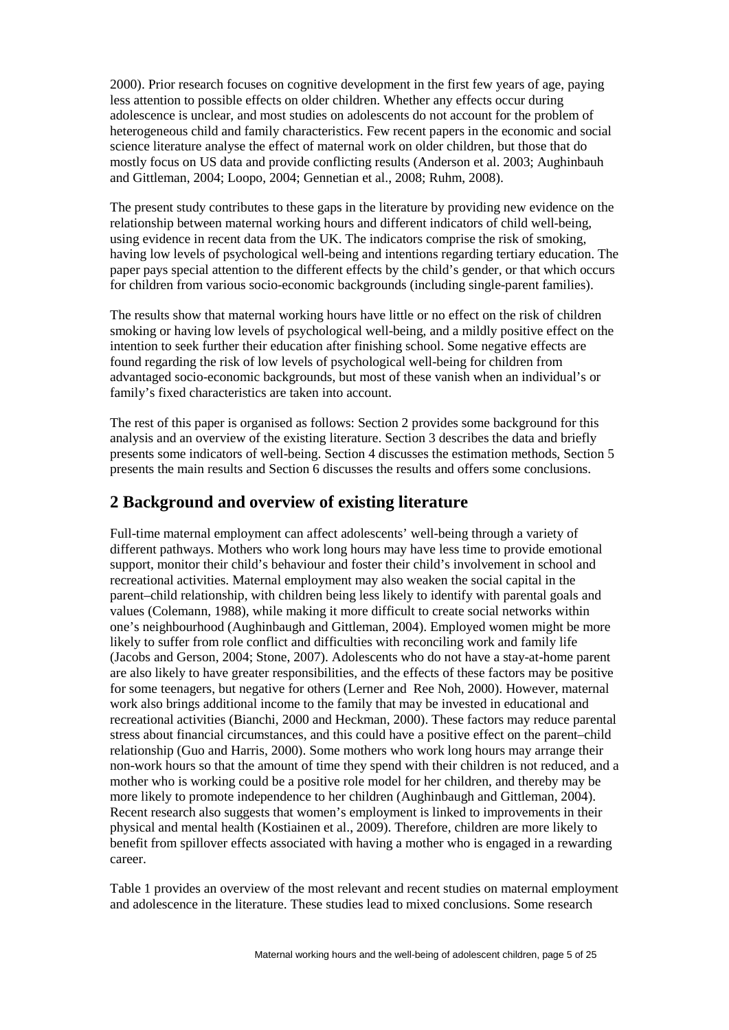2000). Prior research focuses on cognitive development in the first few years of age, paying less attention to possible effects on older children. Whether any effects occur during adolescence is unclear, and most studies on adolescents do not account for the problem of heterogeneous child and family characteristics. Few recent papers in the economic and social science literature analyse the effect of maternal work on older children, but those that do mostly focus on US data and provide conflicting results (Anderson et al. 2003; Aughinbauh and Gittleman, 2004; Loopo, 2004; Gennetian et al., 2008; Ruhm, 2008).

The present study contributes to these gaps in the literature by providing new evidence on the relationship between maternal working hours and different indicators of child well-being, using evidence in recent data from the UK. The indicators comprise the risk of smoking, having low levels of psychological well-being and intentions regarding tertiary education. The paper pays special attention to the different effects by the child's gender, or that which occurs for children from various socio-economic backgrounds (including single-parent families).

The results show that maternal working hours have little or no effect on the risk of children smoking or having low levels of psychological well-being, and a mildly positive effect on the intention to seek further their education after finishing school. Some negative effects are found regarding the risk of low levels of psychological well-being for children from advantaged socio-economic backgrounds, but most of these vanish when an individual's or family's fixed characteristics are taken into account.

The rest of this paper is organised as follows: Section 2 provides some background for this analysis and an overview of the existing literature. Section 3 describes the data and briefly presents some indicators of well-being. Section 4 discusses the estimation methods, Section 5 presents the main results and Section 6 discusses the results and offers some conclusions.

## 2 Background and overview of existing literature

Full-time maternal employment can affect adolescents' well-being through a variety of different pathways. Mothers who work long hours may have less time to provide emotional support, monitor their child's behaviour and foster their child's involvement in school and recreational activities. Maternal employment may also weaken the social capital in the parent–child relationship, with children being less likely to identify with parental goals and values (Colemann, 1988), while making it more difficult to create social networks within one's neighbourhood (Aughinbaugh and Gittleman, 2004). Employed women might be more likely to suffer from role conflict and difficulties with reconciling work and family life (Jacobs and Gerson, 2004; Stone, 2007). Adolescents who do not have a stay-at-home parent are also likely to have greater responsibilities, and the effects of these factors may be positive for some teenagers, but negative for others (Lerner and Ree Noh, 2000). However, maternal work also brings additional income to the family that may be invested in educational and recreational activities (Bianchi, 2000 and Heckman, 2000). These factors may reduce parental stress about financial circumstances, and this could have a positive effect on the parent–child relationship (Guo and Harris, 2000). Some mothers who work long hours may arrange their non-work hours so that the amount of time they spend with their children is not reduced, and a mother who is working could be a positive role model for her children, and thereby may be more likely to promote independence to her children (Aughinbaugh and Gittleman, 2004). Recent research also suggests that women's employment is linked to improvements in their physical and mental health (Kostiainen et al., 2009). Therefore, children are more likely to benefit from spillover effects associated with having a mother who is engaged in a rewarding career.

Table 1 provides an overview of the most relevant and recent studies on maternal employment and adolescence in the literature. These studies lead to mixed conclusions. Some research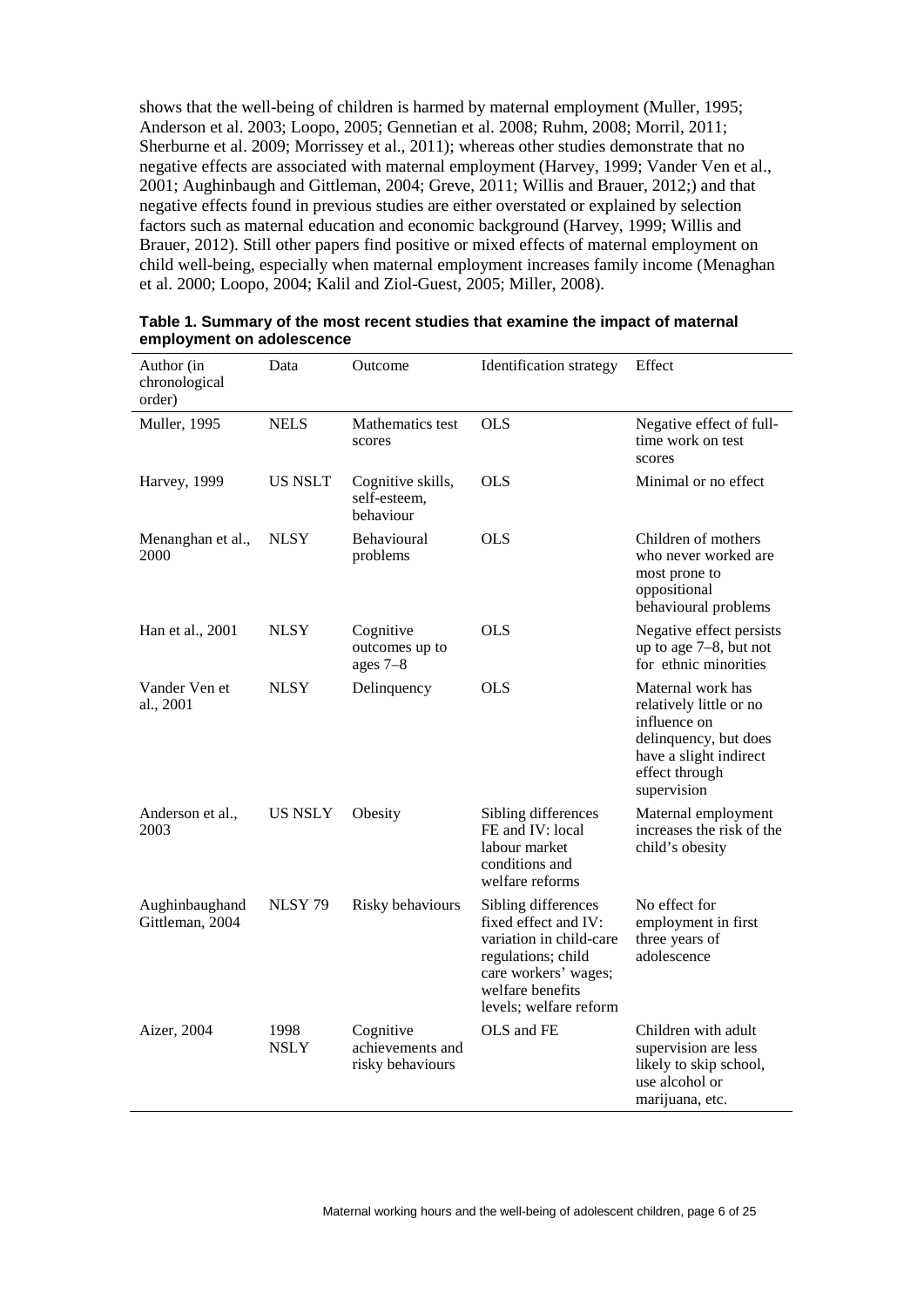shows that the well-being of children is harmed by maternal employment (Muller, 1995; Anderson et al. 2003; Loopo, 2005; Gennetian et al. 2008; Ruhm, 2008; Morril, 2011; Sherburne et al. 2009; Morrissey et al., 2011); whereas other studies demonstrate that no negative effects are associated with maternal employment (Harvey, 1999; Vander Ven et al., 2001; Aughinbaugh and Gittleman, 2004; Greve, 2011; Willis and Brauer, 2012;) and that negative effects found in previous studies are either overstated or explained by selection factors such as maternal education and economic background (Harvey, 1999; Willis and Brauer, 2012). Still other papers find positive or mixed effects of maternal employment on child well-being, especially when maternal employment increases family income (Menaghan et al. 2000; Loopo, 2004; Kalil and Ziol-Guest, 2005; Miller, 2008).

**Table 1. Summary of the most recent studies that examine the impact of maternal employment on adolescence**

| Author (in chronological order) | Data | Outcome | Identification strategy | Effect |
|---|---|---|---|---|
| Muller, 1995 | NELS | Mathematics test scores | OLS | Negative effect of full-time work on test scores |
| Harvey, 1999 | US NSLT | Cognitive skills, self-esteem, behaviour | OLS | Minimal or no effect |
| Menanghan et al., 2000 | NLSY | Behavioural problems | OLS | Children of mothers who never worked are most prone to oppositional behavioural problems |
| Han et al., 2001 | NLSY | Cognitive outcomes up to ages 7–8 | OLS | Negative effect persists up to age 7–8, but not for ethnic minorities |
| Vander Ven et al., 2001 | NLSY | Delinquency | OLS | Maternal work has relatively little or no influence on delinquency, but does have a slight indirect effect through supervision |
| Anderson et al., 2003 | US NSLY | Obesity | Sibling differences FE and IV: local labour market conditions and welfare reforms | Maternal employment increases the risk of the child's obesity |
| Aughinbaughand Gittleman, 2004 | NLSY 79 | Risky behaviours | Sibling differences fixed effect and IV: variation in child-care regulations; child care workers' wages; welfare benefits levels; welfare reform | No effect for employment in first three years of adolescence |
| Aizer, 2004 | 1998 NSLY | Cognitive achievements and risky behaviours | OLS and FE | Children with adult supervision are less likely to skip school, use alcohol or marijuana, etc. |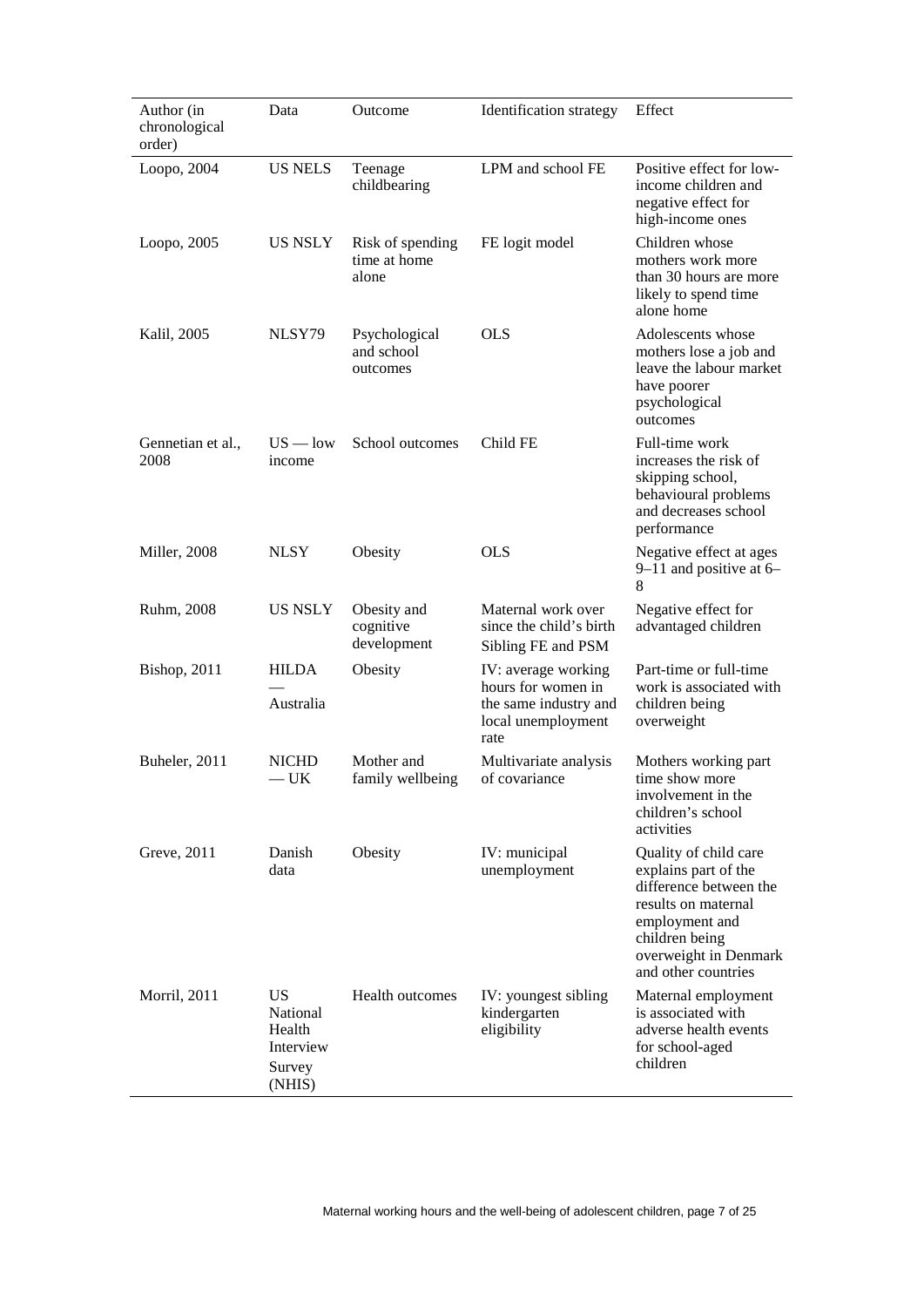| Author (in chronological order) | Data | Outcome | Identification strategy | Effect |
| --- | --- | --- | --- | --- |
| Loopo, 2004 | US NELS | Teenage childbearing | LPM and school FE | Positive effect for low-income children and negative effect for high-income ones |
| Loopo, 2005 | US NSLY | Risk of spending time at home alone | FE logit model | Children whose mothers work more than 30 hours are more likely to spend time alone home |
| Kalil, 2005 | NLSY79 | Psychological and school outcomes | OLS | Adolescents whose mothers lose a job and leave the labour market have poorer psychological outcomes |
| Gennetian et al., 2008 | US — low income | School outcomes | Child FE | Full-time work increases the risk of skipping school, behavioural problems and decreases school performance |
| Miller, 2008 | NLSY | Obesity | OLS | Negative effect at ages 9–11 and positive at 6–8 |
| Ruhm, 2008 | US NSLY | Obesity and cognitive development | Maternal work over since the child's birth Sibling FE and PSM | Negative effect for advantaged children |
| Bishop, 2011 | HILDA — Australia | Obesity | IV: average working hours for women in the same industry and local unemployment rate | Part-time or full-time work is associated with children being overweight |
| Buheler, 2011 | NICHD — UK | Mother and family wellbeing | Multivariate analysis of covariance | Mothers working part time show more involvement in the children's school activities |
| Greve, 2011 | Danish data | Obesity | IV: municipal unemployment | Quality of child care explains part of the difference between the results on maternal employment and children being overweight in Denmark and other countries |
| Morril, 2011 | US National Health Interview Survey (NHIS) | Health outcomes | IV: youngest sibling kindergarten eligibility | Maternal employment is associated with adverse health events for school-aged children |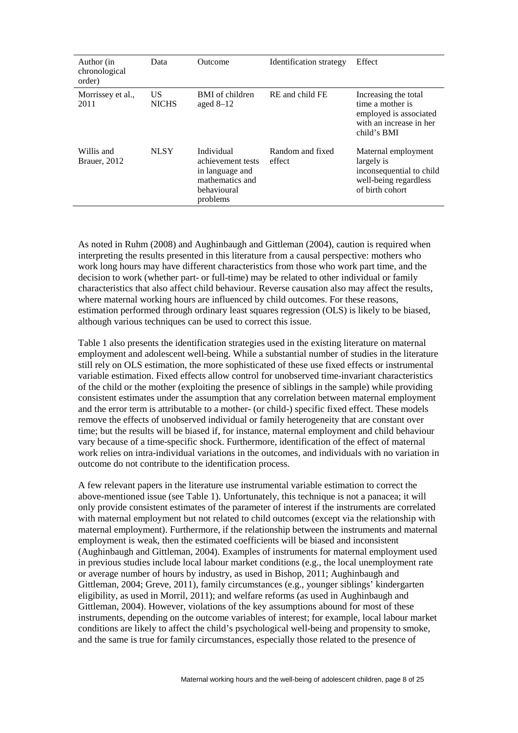| Author (in chronological order) | Data | Outcome | Identification strategy | Effect |
|---|---|---|---|---|
| Morrissey et al., 2011 | US NICHS | BMI of children aged 8–12 | RE and child FE | Increasing the total time a mother is employed is associated with an increase in her child's BMI |
| Willis and Brauer, 2012 | NLSY | Individual achievement tests in language and mathematics and behavioural problems | Random and fixed effect | Maternal employment largely is inconsequential to child well-being regardless of birth cohort |

As noted in Ruhm (2008) and Aughinbaugh and Gittleman (2004), caution is required when interpreting the results presented in this literature from a causal perspective: mothers who work long hours may have different characteristics from those who work part time, and the decision to work (whether part- or full-time) may be related to other individual or family characteristics that also affect child behaviour. Reverse causation also may affect the results, where maternal working hours are influenced by child outcomes. For these reasons, estimation performed through ordinary least squares regression (OLS) is likely to be biased, although various techniques can be used to correct this issue.

Table 1 also presents the identification strategies used in the existing literature on maternal employment and adolescent well-being. While a substantial number of studies in the literature still rely on OLS estimation, the more sophisticated of these use fixed effects or instrumental variable estimation. Fixed effects allow control for unobserved time-invariant characteristics of the child or the mother (exploiting the presence of siblings in the sample) while providing consistent estimates under the assumption that any correlation between maternal employment and the error term is attributable to a mother- (or child-) specific fixed effect. These models remove the effects of unobserved individual or family heterogeneity that are constant over time; but the results will be biased if, for instance, maternal employment and child behaviour vary because of a time-specific shock. Furthermore, identification of the effect of maternal work relies on intra-individual variations in the outcomes, and individuals with no variation in outcome do not contribute to the identification process.

A few relevant papers in the literature use instrumental variable estimation to correct the above-mentioned issue (see Table 1). Unfortunately, this technique is not a panacea; it will only provide consistent estimates of the parameter of interest if the instruments are correlated with maternal employment but not related to child outcomes (except via the relationship with maternal employment). Furthermore, if the relationship between the instruments and maternal employment is weak, then the estimated coefficients will be biased and inconsistent (Aughinbaugh and Gittleman, 2004). Examples of instruments for maternal employment used in previous studies include local labour market conditions (e.g., the local unemployment rate or average number of hours by industry, as used in Bishop, 2011; Aughinbaugh and Gittleman, 2004; Greve, 2011), family circumstances (e.g., younger siblings' kindergarten eligibility, as used in Morril, 2011); and welfare reforms (as used in Aughinbaugh and Gittleman, 2004). However, violations of the key assumptions abound for most of these instruments, depending on the outcome variables of interest; for example, local labour market conditions are likely to affect the child's psychological well-being and propensity to smoke, and the same is true for family circumstances, especially those related to the presence of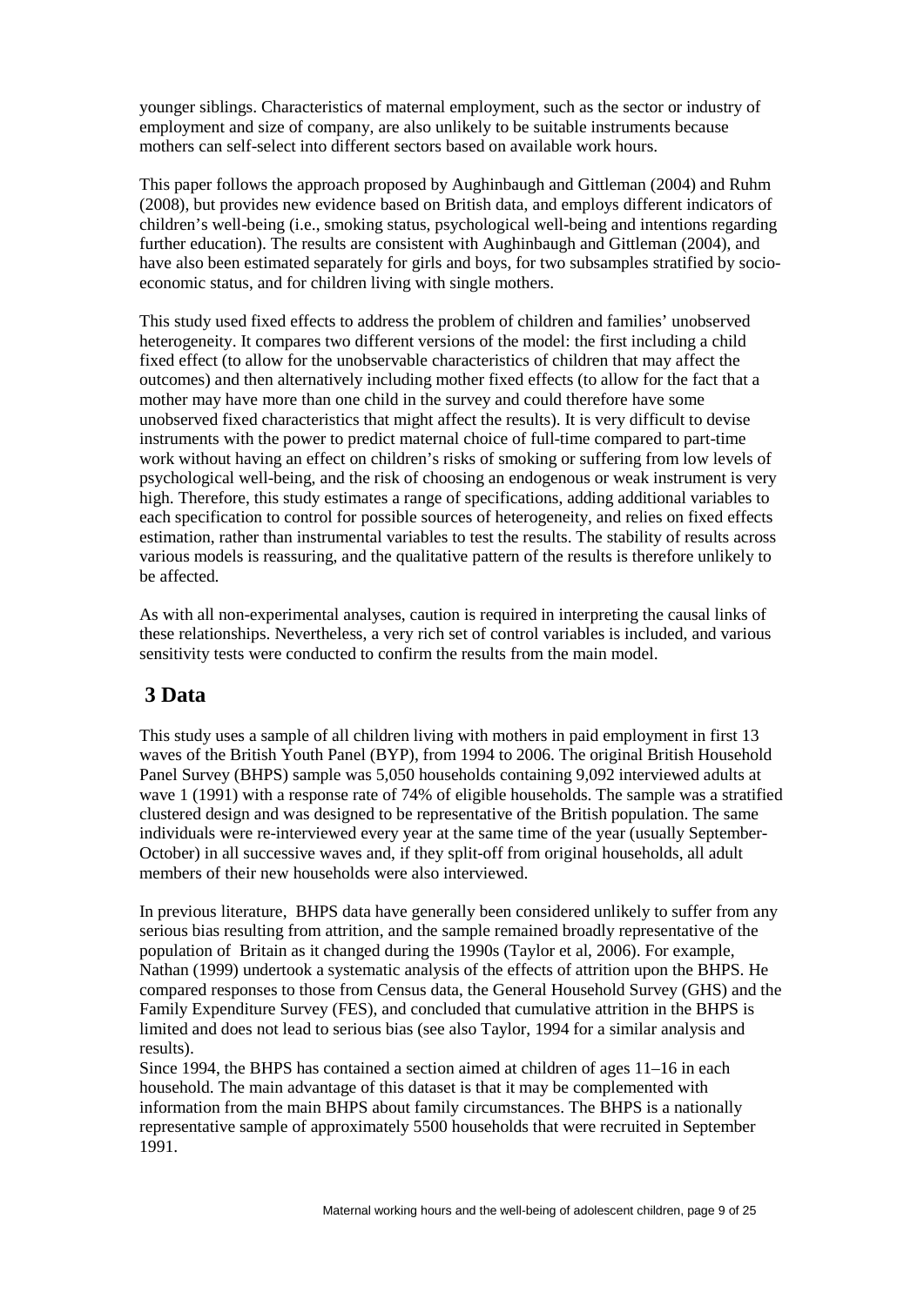younger siblings. Characteristics of maternal employment, such as the sector or industry of employment and size of company, are also unlikely to be suitable instruments because mothers can self-select into different sectors based on available work hours.

This paper follows the approach proposed by Aughinbaugh and Gittleman (2004) and Ruhm (2008), but provides new evidence based on British data, and employs different indicators of children's well-being (i.e., smoking status, psychological well-being and intentions regarding further education). The results are consistent with Aughinbaugh and Gittleman (2004), and have also been estimated separately for girls and boys, for two subsamples stratified by socio-economic status, and for children living with single mothers.

This study used fixed effects to address the problem of children and families' unobserved heterogeneity. It compares two different versions of the model: the first including a child fixed effect (to allow for the unobservable characteristics of children that may affect the outcomes) and then alternatively including mother fixed effects (to allow for the fact that a mother may have more than one child in the survey and could therefore have some unobserved fixed characteristics that might affect the results). It is very difficult to devise instruments with the power to predict maternal choice of full-time compared to part-time work without having an effect on children's risks of smoking or suffering from low levels of psychological well-being, and the risk of choosing an endogenous or weak instrument is very high. Therefore, this study estimates a range of specifications, adding additional variables to each specification to control for possible sources of heterogeneity, and relies on fixed effects estimation, rather than instrumental variables to test the results. The stability of results across various models is reassuring, and the qualitative pattern of the results is therefore unlikely to be affected.

As with all non-experimental analyses, caution is required in interpreting the causal links of these relationships. Nevertheless, a very rich set of control variables is included, and various sensitivity tests were conducted to confirm the results from the main model.

# 3 Data

This study uses a sample of all children living with mothers in paid employment in first 13 waves of the British Youth Panel (BYP), from 1994 to 2006. The original British Household Panel Survey (BHPS) sample was 5,050 households containing 9,092 interviewed adults at wave 1 (1991) with a response rate of 74% of eligible households. The sample was a stratified clustered design and was designed to be representative of the British population. The same individuals were re-interviewed every year at the same time of the year (usually September-October) in all successive waves and, if they split-off from original households, all adult members of their new households were also interviewed.

In previous literature, BHPS data have generally been considered unlikely to suffer from any serious bias resulting from attrition, and the sample remained broadly representative of the population of Britain as it changed during the 1990s (Taylor et al, 2006). For example, Nathan (1999) undertook a systematic analysis of the effects of attrition upon the BHPS. He compared responses to those from Census data, the General Household Survey (GHS) and the Family Expenditure Survey (FES), and concluded that cumulative attrition in the BHPS is limited and does not lead to serious bias (see also Taylor, 1994 for a similar analysis and results).

Since 1994, the BHPS has contained a section aimed at children of ages 11–16 in each household. The main advantage of this dataset is that it may be complemented with information from the main BHPS about family circumstances. The BHPS is a nationally representative sample of approximately 5500 households that were recruited in September 1991.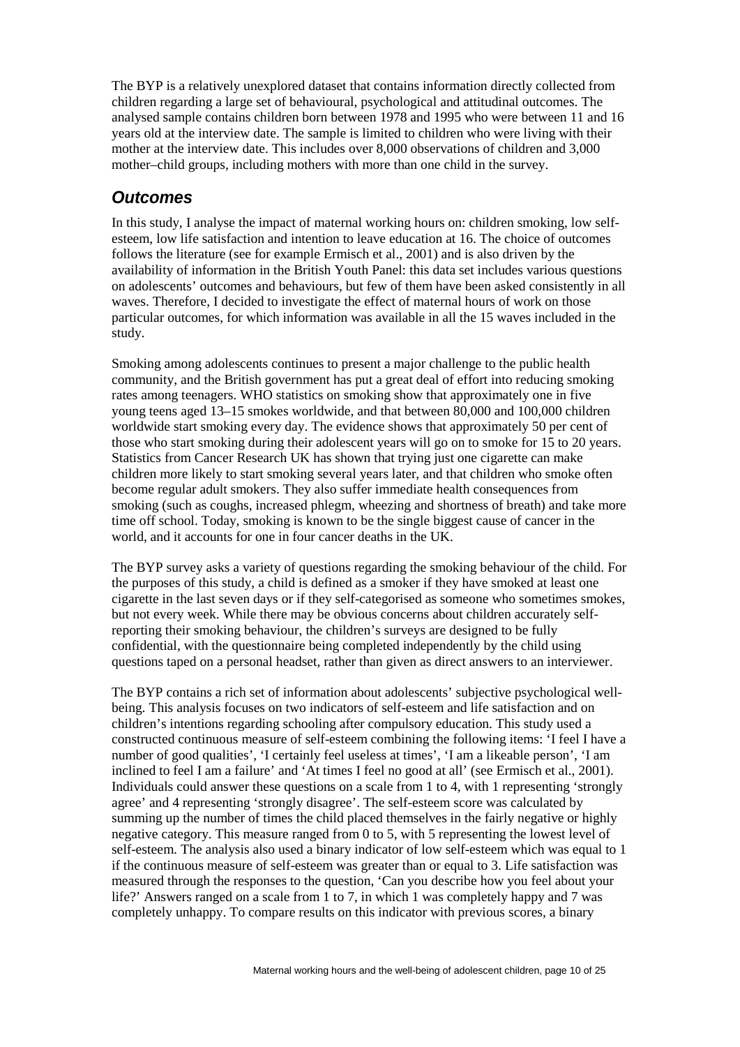The BYP is a relatively unexplored dataset that contains information directly collected from children regarding a large set of behavioural, psychological and attitudinal outcomes. The analysed sample contains children born between 1978 and 1995 who were between 11 and 16 years old at the interview date. The sample is limited to children who were living with their mother at the interview date. This includes over 8,000 observations of children and 3,000 mother–child groups, including mothers with more than one child in the survey.

## *Outcomes*

In this study, I analyse the impact of maternal working hours on: children smoking, low self-esteem, low life satisfaction and intention to leave education at 16. The choice of outcomes follows the literature (see for example Ermisch et al., 2001) and is also driven by the availability of information in the British Youth Panel: this data set includes various questions on adolescents' outcomes and behaviours, but few of them have been asked consistently in all waves. Therefore, I decided to investigate the effect of maternal hours of work on those particular outcomes, for which information was available in all the 15 waves included in the study.

Smoking among adolescents continues to present a major challenge to the public health community, and the British government has put a great deal of effort into reducing smoking rates among teenagers. WHO statistics on smoking show that approximately one in five young teens aged 13–15 smokes worldwide, and that between 80,000 and 100,000 children worldwide start smoking every day. The evidence shows that approximately 50 per cent of those who start smoking during their adolescent years will go on to smoke for 15 to 20 years. Statistics from Cancer Research UK has shown that trying just one cigarette can make children more likely to start smoking several years later, and that children who smoke often become regular adult smokers. They also suffer immediate health consequences from smoking (such as coughs, increased phlegm, wheezing and shortness of breath) and take more time off school. Today, smoking is known to be the single biggest cause of cancer in the world, and it accounts for one in four cancer deaths in the UK.

The BYP survey asks a variety of questions regarding the smoking behaviour of the child. For the purposes of this study, a child is defined as a smoker if they have smoked at least one cigarette in the last seven days or if they self-categorised as someone who sometimes smokes, but not every week. While there may be obvious concerns about children accurately self-reporting their smoking behaviour, the children's surveys are designed to be fully confidential, with the questionnaire being completed independently by the child using questions taped on a personal headset, rather than given as direct answers to an interviewer.

The BYP contains a rich set of information about adolescents' subjective psychological well-being. This analysis focuses on two indicators of self-esteem and life satisfaction and on children's intentions regarding schooling after compulsory education. This study used a constructed continuous measure of self-esteem combining the following items: 'I feel I have a number of good qualities', 'I certainly feel useless at times', 'I am a likeable person', 'I am inclined to feel I am a failure' and 'At times I feel no good at all' (see Ermisch et al., 2001). Individuals could answer these questions on a scale from 1 to 4, with 1 representing 'strongly agree' and 4 representing 'strongly disagree'. The self-esteem score was calculated by summing up the number of times the child placed themselves in the fairly negative or highly negative category. This measure ranged from 0 to 5, with 5 representing the lowest level of self-esteem. The analysis also used a binary indicator of low self-esteem which was equal to 1 if the continuous measure of self-esteem was greater than or equal to 3. Life satisfaction was measured through the responses to the question, 'Can you describe how you feel about your life?' Answers ranged on a scale from 1 to 7, in which 1 was completely happy and 7 was completely unhappy. To compare results on this indicator with previous scores, a binary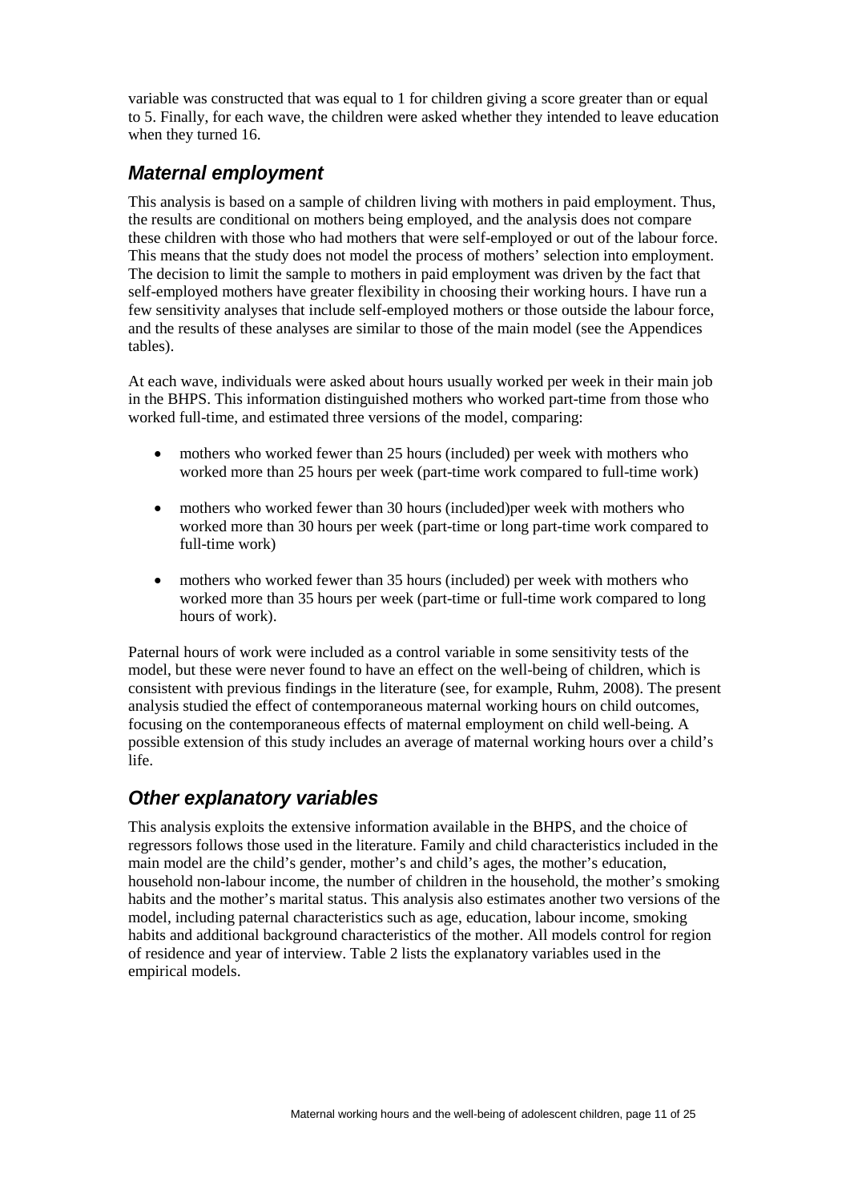variable was constructed that was equal to 1 for children giving a score greater than or equal to 5. Finally, for each wave, the children were asked whether they intended to leave education when they turned 16.

## *Maternal employment*

This analysis is based on a sample of children living with mothers in paid employment. Thus, the results are conditional on mothers being employed, and the analysis does not compare these children with those who had mothers that were self-employed or out of the labour force. This means that the study does not model the process of mothers' selection into employment. The decision to limit the sample to mothers in paid employment was driven by the fact that self-employed mothers have greater flexibility in choosing their working hours. I have run a few sensitivity analyses that include self-employed mothers or those outside the labour force, and the results of these analyses are similar to those of the main model (see the Appendices tables).

At each wave, individuals were asked about hours usually worked per week in their main job in the BHPS. This information distinguished mothers who worked part-time from those who worked full-time, and estimated three versions of the model, comparing:

- mothers who worked fewer than 25 hours (included) per week with mothers who worked more than 25 hours per week (part-time work compared to full-time work)
- mothers who worked fewer than 30 hours (included)per week with mothers who worked more than 30 hours per week (part-time or long part-time work compared to full-time work)
- mothers who worked fewer than 35 hours (included) per week with mothers who worked more than 35 hours per week (part-time or full-time work compared to long hours of work).

Paternal hours of work were included as a control variable in some sensitivity tests of the model, but these were never found to have an effect on the well-being of children, which is consistent with previous findings in the literature (see, for example, Ruhm, 2008). The present analysis studied the effect of contemporaneous maternal working hours on child outcomes, focusing on the contemporaneous effects of maternal employment on child well-being. A possible extension of this study includes an average of maternal working hours over a child's life.

## *Other explanatory variables*

This analysis exploits the extensive information available in the BHPS, and the choice of regressors follows those used in the literature. Family and child characteristics included in the main model are the child's gender, mother's and child's ages, the mother's education, household non-labour income, the number of children in the household, the mother's smoking habits and the mother's marital status. This analysis also estimates another two versions of the model, including paternal characteristics such as age, education, labour income, smoking habits and additional background characteristics of the mother. All models control for region of residence and year of interview. Table 2 lists the explanatory variables used in the empirical models.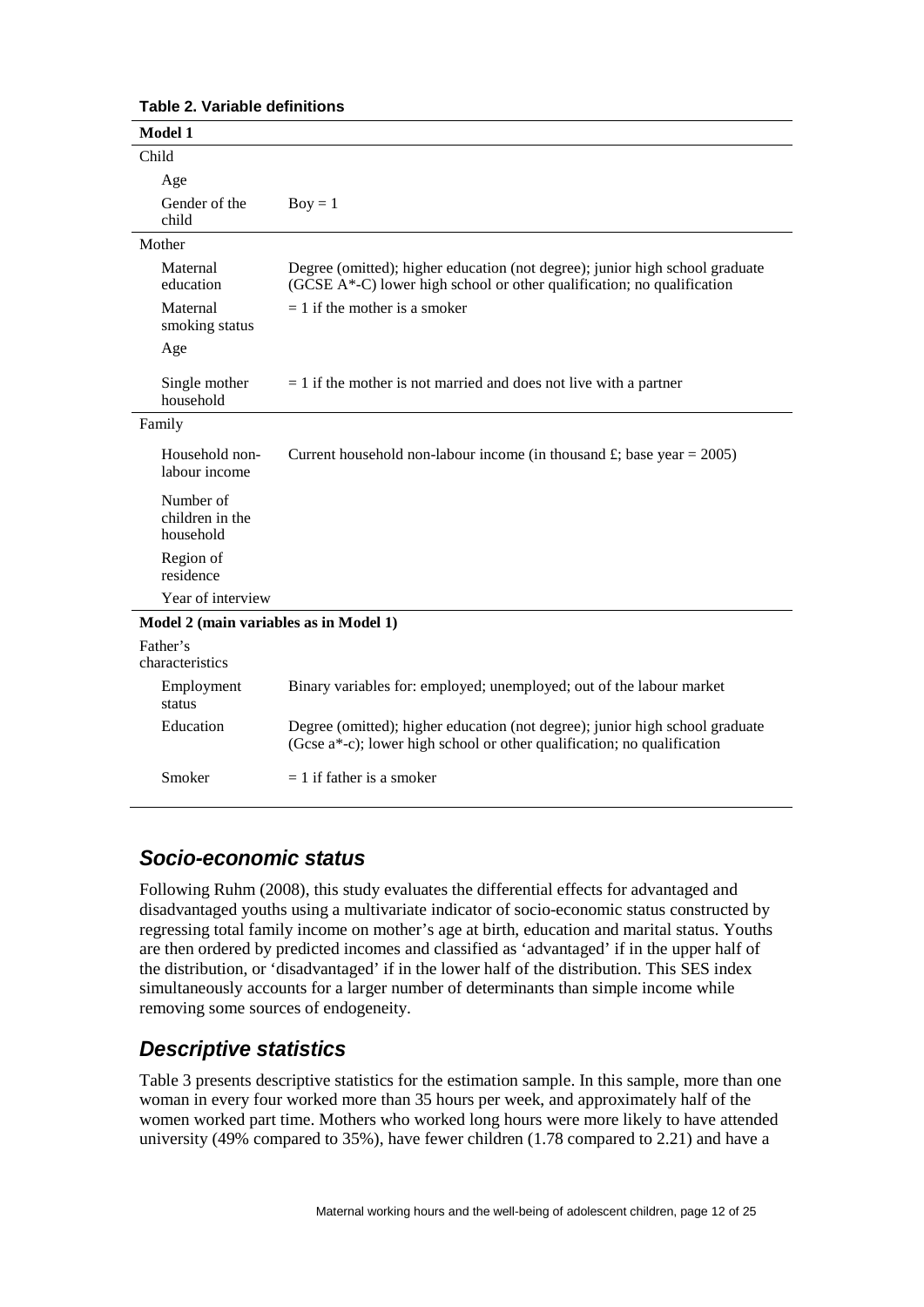**Table 2. Variable definitions**

| **Model 1** | |
|---|---|
| Child | |
| Age | |
| Gender of the child | Boy = 1 |
| Mother | |
| Maternal education | Degree (omitted); higher education (not degree); junior high school graduate (GCSE A*-C) lower high school or other qualification; no qualification |
| Maternal smoking status | = 1 if the mother is a smoker |
| Age | |
| Single mother household | = 1 if the mother is not married and does not live with a partner |
| Family | |
| Household non-labour income | Current household non-labour income (in thousand £; base year = 2005) |
| Number of children in the household | |
| Region of residence | |
| Year of interview | |
| **Model 2 (main variables as in Model 1)** | |
| Father's characteristics | |
| Employment status | Binary variables for: employed; unemployed; out of the labour market |
| Education | Degree (omitted); higher education (not degree); junior high school graduate (Gcse a*-c); lower high school or other qualification; no qualification |
| Smoker | = 1 if father is a smoker |

## *Socio-economic status*

Following Ruhm (2008), this study evaluates the differential effects for advantaged and disadvantaged youths using a multivariate indicator of socio-economic status constructed by regressing total family income on mother's age at birth, education and marital status. Youths are then ordered by predicted incomes and classified as 'advantaged' if in the upper half of the distribution, or 'disadvantaged' if in the lower half of the distribution. This SES index simultaneously accounts for a larger number of determinants than simple income while removing some sources of endogeneity.

## *Descriptive statistics*

Table 3 presents descriptive statistics for the estimation sample. In this sample, more than one woman in every four worked more than 35 hours per week, and approximately half of the women worked part time. Mothers who worked long hours were more likely to have attended university (49% compared to 35%), have fewer children (1.78 compared to 2.21) and have a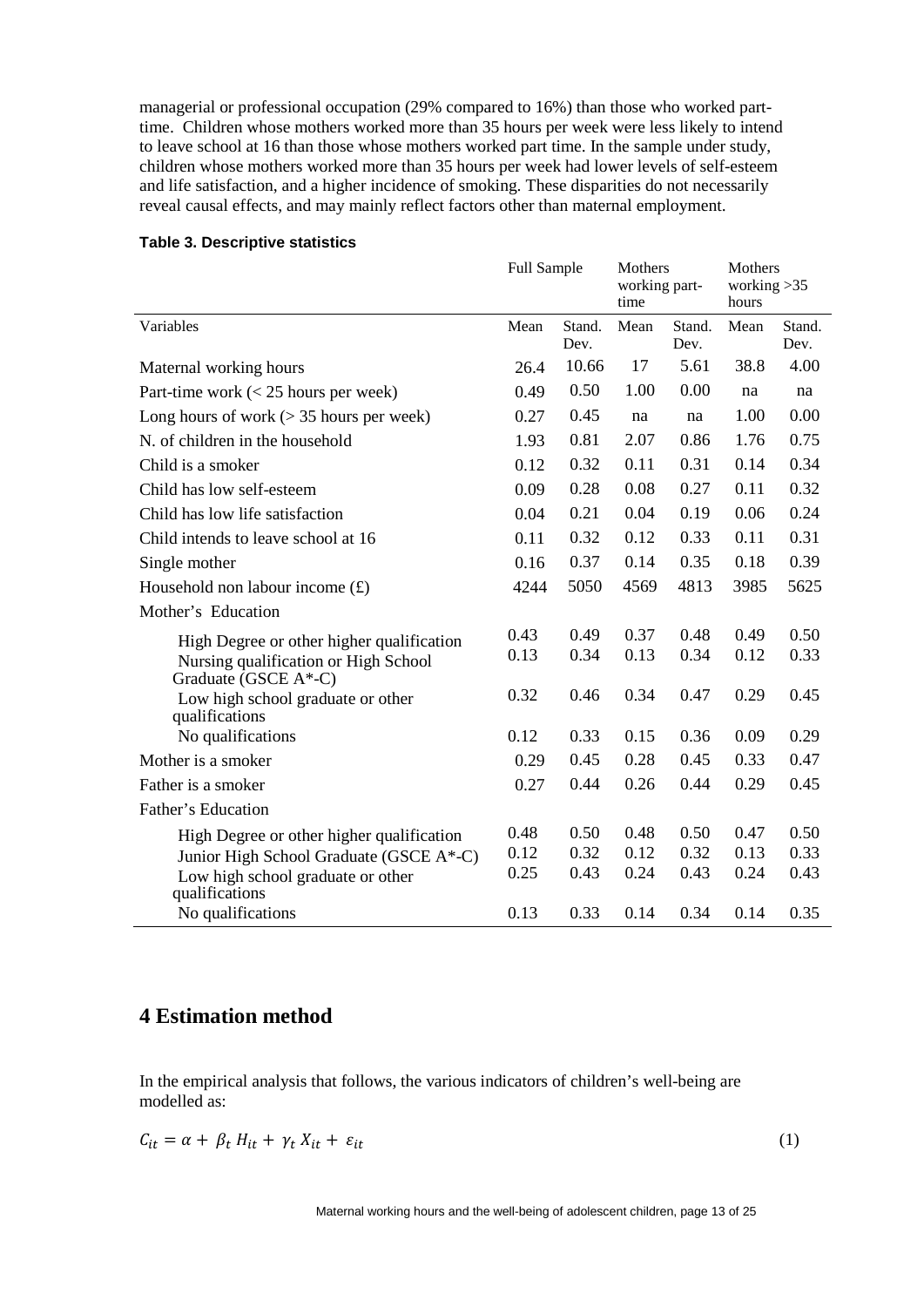managerial or professional occupation (29% compared to 16%) than those who worked part-time. Children whose mothers worked more than 35 hours per week were less likely to intend to leave school at 16 than those whose mothers worked part time. In the sample under study, children whose mothers worked more than 35 hours per week had lower levels of self-esteem and life satisfaction, and a higher incidence of smoking. These disparities do not necessarily reveal causal effects, and may mainly reflect factors other than maternal employment.

**Table 3. Descriptive statistics**

| | Full Sample | | Mothers working part-time | | Mothers working >35 hours | |
|---|---|---|---|---|---|---|
| Variables | Mean | Stand. Dev. | Mean | Stand. Dev. | Mean | Stand. Dev. |
| Maternal working hours | 26.4 | 10.66 | 17 | 5.61 | 38.8 | 4.00 |
| Part-time work (< 25 hours per week) | 0.49 | 0.50 | 1.00 | 0.00 | na | na |
| Long hours of work (> 35 hours per week) | 0.27 | 0.45 | na | na | 1.00 | 0.00 |
| N. of children in the household | 1.93 | 0.81 | 2.07 | 0.86 | 1.76 | 0.75 |
| Child is a smoker | 0.12 | 0.32 | 0.11 | 0.31 | 0.14 | 0.34 |
| Child has low self-esteem | 0.09 | 0.28 | 0.08 | 0.27 | 0.11 | 0.32 |
| Child has low life satisfaction | 0.04 | 0.21 | 0.04 | 0.19 | 0.06 | 0.24 |
| Child intends to leave school at 16 | 0.11 | 0.32 | 0.12 | 0.33 | 0.11 | 0.31 |
| Single mother | 0.16 | 0.37 | 0.14 | 0.35 | 0.18 | 0.39 |
| Household non labour income (£) | 4244 | 5050 | 4569 | 4813 | 3985 | 5625 |
| Mother's Education | | | | | | |
| High Degree or other higher qualification | 0.43 | 0.49 | 0.37 | 0.48 | 0.49 | 0.50 |
| Nursing qualification or High School Graduate (GSCE A*-C) | 0.13 | 0.34 | 0.13 | 0.34 | 0.12 | 0.33 |
| Low high school graduate or other qualifications | 0.32 | 0.46 | 0.34 | 0.47 | 0.29 | 0.45 |
| No qualifications | 0.12 | 0.33 | 0.15 | 0.36 | 0.09 | 0.29 |
| Mother is a smoker | 0.29 | 0.45 | 0.28 | 0.45 | 0.33 | 0.47 |
| Father is a smoker | 0.27 | 0.44 | 0.26 | 0.44 | 0.29 | 0.45 |
| Father's Education | | | | | | |
| High Degree or other higher qualification | 0.48 | 0.50 | 0.48 | 0.50 | 0.47 | 0.50 |
| Junior High School Graduate (GSCE A*-C) | 0.12 | 0.32 | 0.12 | 0.32 | 0.13 | 0.33 |
| Low high school graduate or other qualifications | 0.25 | 0.43 | 0.24 | 0.43 | 0.24 | 0.43 |
| No qualifications | 0.13 | 0.33 | 0.14 | 0.34 | 0.14 | 0.35 |

## 4 Estimation method

In the empirical analysis that follows, the various indicators of children's well-being are modelled as:

$$C_{it} = \alpha + \beta_t H_{it} + \gamma_t X_{it} + \varepsilon_{it} \qquad (1)$$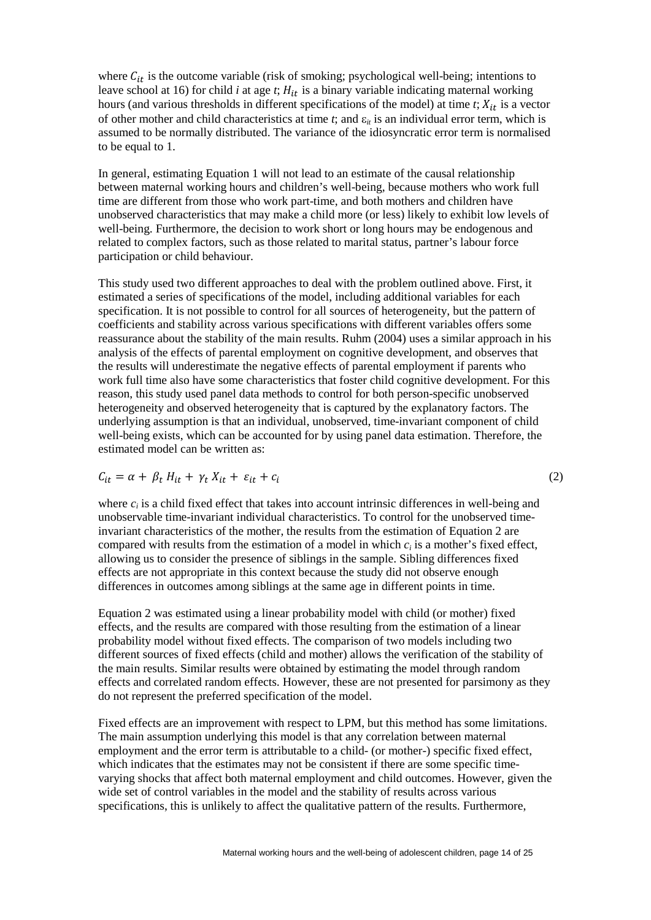where $C_{it}$ is the outcome variable (risk of smoking; psychological well-being; intentions to leave school at 16) for child *i* at age *t*; $H_{it}$ is a binary variable indicating maternal working hours (and various thresholds in different specifications of the model) at time *t*; $X_{it}$ is a vector of other mother and child characteristics at time *t*; and $\varepsilon_{it}$ is an individual error term, which is assumed to be normally distributed. The variance of the idiosyncratic error term is normalised to be equal to 1.

In general, estimating Equation 1 will not lead to an estimate of the causal relationship between maternal working hours and children's well-being, because mothers who work full time are different from those who work part-time, and both mothers and children have unobserved characteristics that may make a child more (or less) likely to exhibit low levels of well-being. Furthermore, the decision to work short or long hours may be endogenous and related to complex factors, such as those related to marital status, partner's labour force participation or child behaviour.

This study used two different approaches to deal with the problem outlined above. First, it estimated a series of specifications of the model, including additional variables for each specification. It is not possible to control for all sources of heterogeneity, but the pattern of coefficients and stability across various specifications with different variables offers some reassurance about the stability of the main results. Ruhm (2004) uses a similar approach in his analysis of the effects of parental employment on cognitive development, and observes that the results will underestimate the negative effects of parental employment if parents who work full time also have some characteristics that foster child cognitive development. For this reason, this study used panel data methods to control for both person-specific unobserved heterogeneity and observed heterogeneity that is captured by the explanatory factors. The underlying assumption is that an individual, unobserved, time-invariant component of child well-being exists, which can be accounted for by using panel data estimation. Therefore, the estimated model can be written as:

$$C_{it} = \alpha + \beta_t H_{it} + \gamma_t X_{it} + \varepsilon_{it} + c_i \tag{2}$$

where $c_i$ is a child fixed effect that takes into account intrinsic differences in well-being and unobservable time-invariant individual characteristics. To control for the unobserved time-invariant characteristics of the mother, the results from the estimation of Equation 2 are compared with results from the estimation of a model in which $c_i$ is a mother's fixed effect, allowing us to consider the presence of siblings in the sample. Sibling differences fixed effects are not appropriate in this context because the study did not observe enough differences in outcomes among siblings at the same age in different points in time.

Equation 2 was estimated using a linear probability model with child (or mother) fixed effects, and the results are compared with those resulting from the estimation of a linear probability model without fixed effects. The comparison of two models including two different sources of fixed effects (child and mother) allows the verification of the stability of the main results. Similar results were obtained by estimating the model through random effects and correlated random effects. However, these are not presented for parsimony as they do not represent the preferred specification of the model.

Fixed effects are an improvement with respect to LPM, but this method has some limitations. The main assumption underlying this model is that any correlation between maternal employment and the error term is attributable to a child- (or mother-) specific fixed effect, which indicates that the estimates may not be consistent if there are some specific time-varying shocks that affect both maternal employment and child outcomes. However, given the wide set of control variables in the model and the stability of results across various specifications, this is unlikely to affect the qualitative pattern of the results. Furthermore,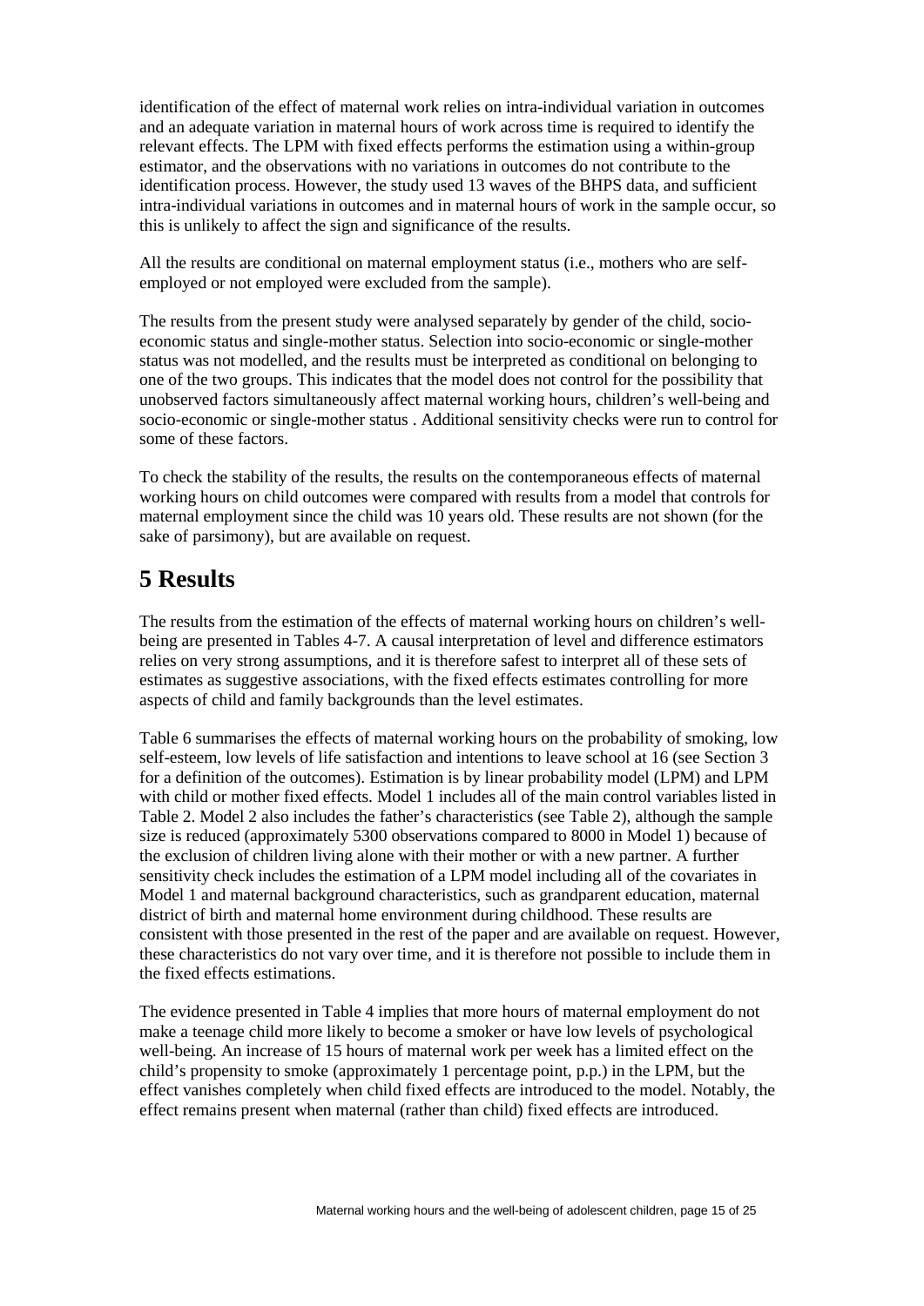identification of the effect of maternal work relies on intra-individual variation in outcomes and an adequate variation in maternal hours of work across time is required to identify the relevant effects. The LPM with fixed effects performs the estimation using a within-group estimator, and the observations with no variations in outcomes do not contribute to the identification process. However, the study used 13 waves of the BHPS data, and sufficient intra-individual variations in outcomes and in maternal hours of work in the sample occur, so this is unlikely to affect the sign and significance of the results.

All the results are conditional on maternal employment status (i.e., mothers who are self-employed or not employed were excluded from the sample).

The results from the present study were analysed separately by gender of the child, socio-economic status and single-mother status. Selection into socio-economic or single-mother status was not modelled, and the results must be interpreted as conditional on belonging to one of the two groups. This indicates that the model does not control for the possibility that unobserved factors simultaneously affect maternal working hours, children's well-being and socio-economic or single-mother status . Additional sensitivity checks were run to control for some of these factors.

To check the stability of the results, the results on the contemporaneous effects of maternal working hours on child outcomes were compared with results from a model that controls for maternal employment since the child was 10 years old. These results are not shown (for the sake of parsimony), but are available on request.

# 5 Results

The results from the estimation of the effects of maternal working hours on children's well-being are presented in Tables 4-7. A causal interpretation of level and difference estimators relies on very strong assumptions, and it is therefore safest to interpret all of these sets of estimates as suggestive associations, with the fixed effects estimates controlling for more aspects of child and family backgrounds than the level estimates.

Table 6 summarises the effects of maternal working hours on the probability of smoking, low self-esteem, low levels of life satisfaction and intentions to leave school at 16 (see Section 3 for a definition of the outcomes). Estimation is by linear probability model (LPM) and LPM with child or mother fixed effects. Model 1 includes all of the main control variables listed in Table 2. Model 2 also includes the father's characteristics (see Table 2), although the sample size is reduced (approximately 5300 observations compared to 8000 in Model 1) because of the exclusion of children living alone with their mother or with a new partner. A further sensitivity check includes the estimation of a LPM model including all of the covariates in Model 1 and maternal background characteristics, such as grandparent education, maternal district of birth and maternal home environment during childhood. These results are consistent with those presented in the rest of the paper and are available on request. However, these characteristics do not vary over time, and it is therefore not possible to include them in the fixed effects estimations.

The evidence presented in Table 4 implies that more hours of maternal employment do not make a teenage child more likely to become a smoker or have low levels of psychological well-being. An increase of 15 hours of maternal work per week has a limited effect on the child's propensity to smoke (approximately 1 percentage point, p.p.) in the LPM, but the effect vanishes completely when child fixed effects are introduced to the model. Notably, the effect remains present when maternal (rather than child) fixed effects are introduced.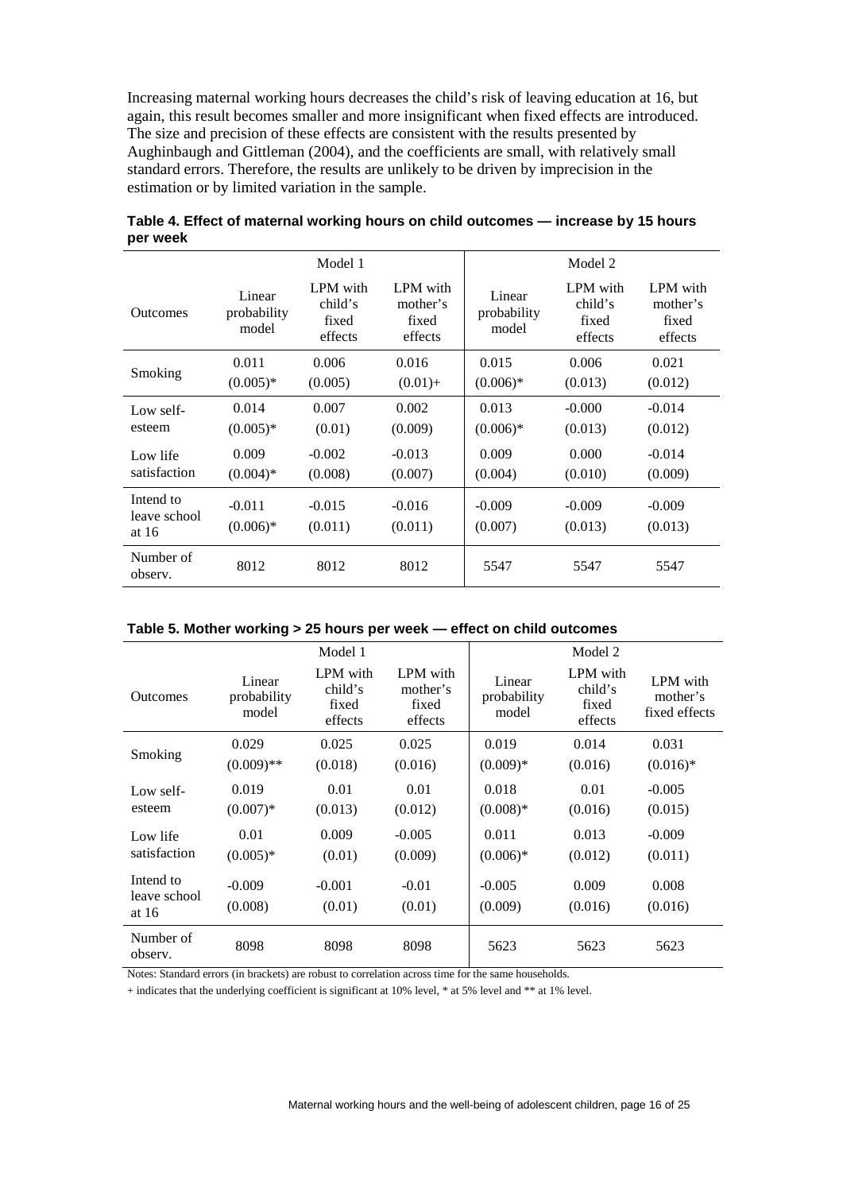Increasing maternal working hours decreases the child's risk of leaving education at 16, but again, this result becomes smaller and more insignificant when fixed effects are introduced. The size and precision of these effects are consistent with the results presented by Aughinbaugh and Gittleman (2004), and the coefficients are small, with relatively small standard errors. Therefore, the results are unlikely to be driven by imprecision in the estimation or by limited variation in the sample.

**Table 4. Effect of maternal working hours on child outcomes — increase by 15 hours per week**

| | Model 1 | | | Model 2 | | |
|---|---|---|---|---|---|---|
| Outcomes | Linear probability model | LPM with child's fixed effects | LPM with mother's fixed effects | Linear probability model | LPM with child's fixed effects | LPM with mother's fixed effects |
| Smoking | 0.011<br>(0.005)* | 0.006<br>(0.005) | 0.016<br>(0.01)+ | 0.015<br>(0.006)* | 0.006<br>(0.013) | 0.021<br>(0.012) |
| Low self-esteem | 0.014<br>(0.005)* | 0.007<br>(0.01) | 0.002<br>(0.009) | 0.013<br>(0.006)* | -0.000<br>(0.013) | -0.014<br>(0.012) |
| Low life satisfaction | 0.009<br>(0.004)* | -0.002<br>(0.008) | -0.013<br>(0.007) | 0.009<br>(0.004) | 0.000<br>(0.010) | -0.014<br>(0.009) |
| Intend to leave school at 16 | -0.011<br>(0.006)* | -0.015<br>(0.011) | -0.016<br>(0.011) | -0.009<br>(0.007) | -0.009<br>(0.013) | -0.009<br>(0.013) |
| Number of observ. | 8012 | 8012 | 8012 | 5547 | 5547 | 5547 |

**Table 5. Mother working > 25 hours per week — effect on child outcomes**

| | Model 1 | | | Model 2 | | |
|---|---|---|---|---|---|---|
| Outcomes | Linear probability model | LPM with child's fixed effects | LPM with mother's fixed effects | Linear probability model | LPM with child's fixed effects | LPM with mother's fixed effects |
| Smoking | 0.029<br>(0.009)** | 0.025<br>(0.018) | 0.025<br>(0.016) | 0.019<br>(0.009)* | 0.014<br>(0.016) | 0.031<br>(0.016)* |
| Low self-esteem | 0.019<br>(0.007)* | 0.01<br>(0.013) | 0.01<br>(0.012) | 0.018<br>(0.008)* | 0.01<br>(0.016) | -0.005<br>(0.015) |
| Low life satisfaction | 0.01<br>(0.005)* | 0.009<br>(0.01) | -0.005<br>(0.009) | 0.011<br>(0.006)* | 0.013<br>(0.012) | -0.009<br>(0.011) |
| Intend to leave school at 16 | -0.009<br>(0.008) | -0.001<br>(0.01) | -0.01<br>(0.01) | -0.005<br>(0.009) | 0.009<br>(0.016) | 0.008<br>(0.016) |
| Number of observ. | 8098 | 8098 | 8098 | 5623 | 5623 | 5623 |

Notes: Standard errors (in brackets) are robust to correlation across time for the same households.

+ indicates that the underlying coefficient is significant at 10% level, * at 5% level and ** at 1% level.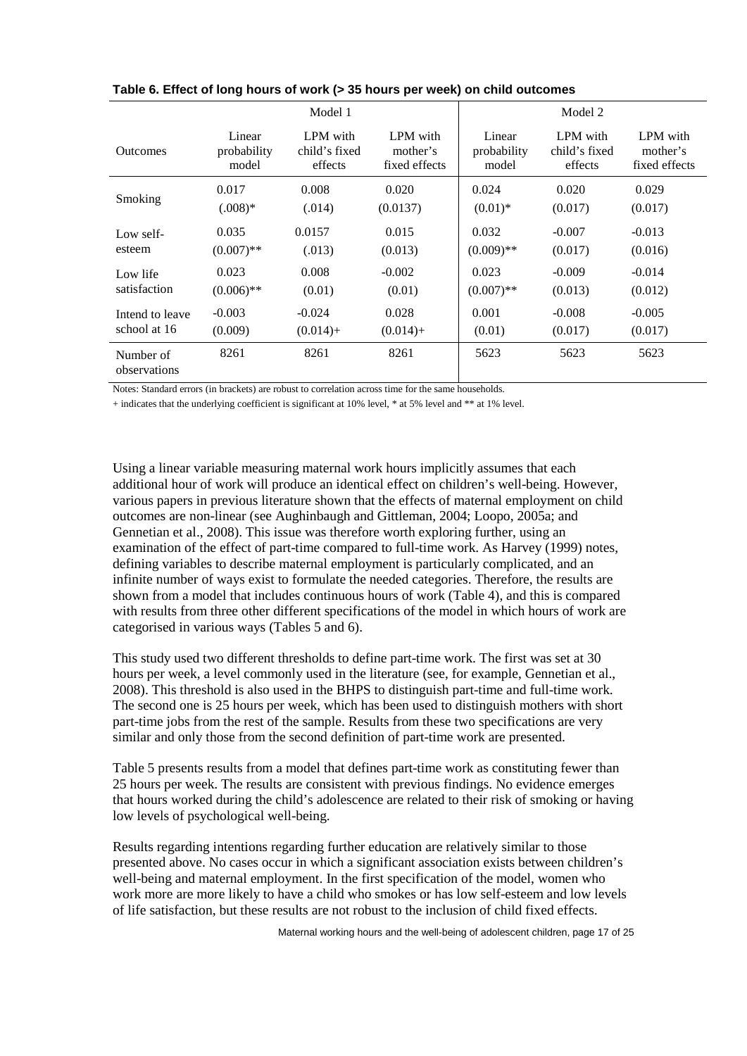**Table 6. Effect of long hours of work (> 35 hours per week) on child outcomes**

| | Model 1 | | | Model 2 | | |
|---|---|---|---|---|---|---|
| Outcomes | Linear probability model | LPM with child's fixed effects | LPM with mother's fixed effects | Linear probability model | LPM with child's fixed effects | LPM with mother's fixed effects |
| Smoking | 0.017<br>(.008)* | 0.008<br>(.014) | 0.020<br>(0.0137) | 0.024<br>(0.01)* | 0.020<br>(0.017) | 0.029<br>(0.017) |
| Low self-esteem | 0.035<br>(0.007)** | 0.0157<br>(.013) | 0.015<br>(0.013) | 0.032<br>(0.009)** | -0.007<br>(0.017) | -0.013<br>(0.016) |
| Low life satisfaction | 0.023<br>(0.006)** | 0.008<br>(0.01) | -0.002<br>(0.01) | 0.023<br>(0.007)** | -0.009<br>(0.013) | -0.014<br>(0.012) |
| Intend to leave school at 16 | -0.003<br>(0.009) | -0.024<br>(0.014)+ | 0.028<br>(0.014)+ | 0.001<br>(0.01) | -0.008<br>(0.017) | -0.005<br>(0.017) |
| Number of observations | 8261 | 8261 | 8261 | 5623 | 5623 | 5623 |

Notes: Standard errors (in brackets) are robust to correlation across time for the same households.

+ indicates that the underlying coefficient is significant at 10% level, * at 5% level and ** at 1% level.

Using a linear variable measuring maternal work hours implicitly assumes that each additional hour of work will produce an identical effect on children's well-being. However, various papers in previous literature shown that the effects of maternal employment on child outcomes are non-linear (see Aughinbaugh and Gittleman, 2004; Loopo, 2005a; and Gennetian et al., 2008). This issue was therefore worth exploring further, using an examination of the effect of part-time compared to full-time work. As Harvey (1999) notes, defining variables to describe maternal employment is particularly complicated, and an infinite number of ways exist to formulate the needed categories. Therefore, the results are shown from a model that includes continuous hours of work (Table 4), and this is compared with results from three other different specifications of the model in which hours of work are categorised in various ways (Tables 5 and 6).

This study used two different thresholds to define part-time work. The first was set at 30 hours per week, a level commonly used in the literature (see, for example, Gennetian et al., 2008). This threshold is also used in the BHPS to distinguish part-time and full-time work. The second one is 25 hours per week, which has been used to distinguish mothers with short part-time jobs from the rest of the sample. Results from these two specifications are very similar and only those from the second definition of part-time work are presented.

Table 5 presents results from a model that defines part-time work as constituting fewer than 25 hours per week. The results are consistent with previous findings. No evidence emerges that hours worked during the child's adolescence are related to their risk of smoking or having low levels of psychological well-being.

Results regarding intentions regarding further education are relatively similar to those presented above. No cases occur in which a significant association exists between children's well-being and maternal employment. In the first specification of the model, women who work more are more likely to have a child who smokes or has low self-esteem and low levels of life satisfaction, but these results are not robust to the inclusion of child fixed effects.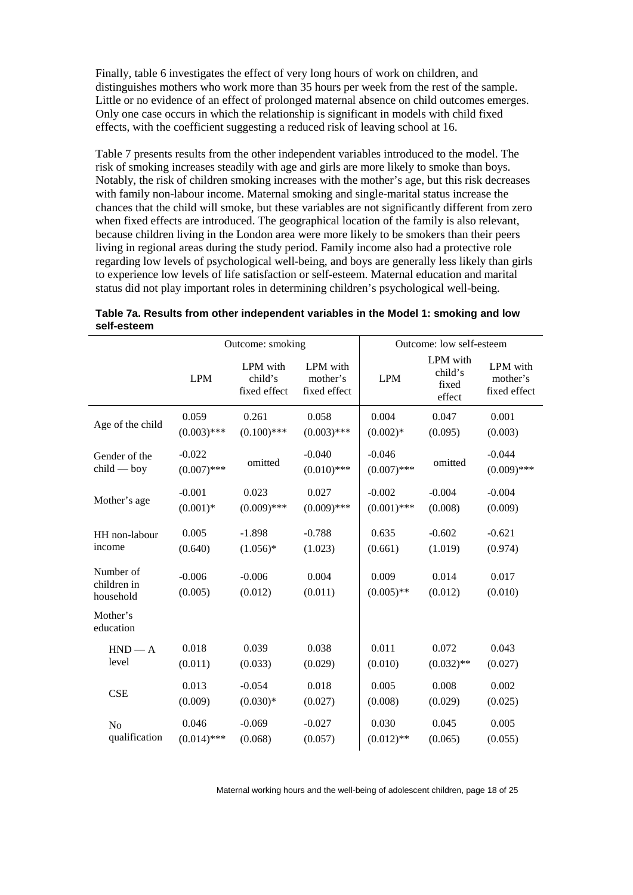Finally, table 6 investigates the effect of very long hours of work on children, and distinguishes mothers who work more than 35 hours per week from the rest of the sample. Little or no evidence of an effect of prolonged maternal absence on child outcomes emerges. Only one case occurs in which the relationship is significant in models with child fixed effects, with the coefficient suggesting a reduced risk of leaving school at 16.

Table 7 presents results from the other independent variables introduced to the model. The risk of smoking increases steadily with age and girls are more likely to smoke than boys. Notably, the risk of children smoking increases with the mother's age, but this risk decreases with family non-labour income. Maternal smoking and single-marital status increase the chances that the child will smoke, but these variables are not significantly different from zero when fixed effects are introduced. The geographical location of the family is also relevant, because children living in the London area were more likely to be smokers than their peers living in regional areas during the study period. Family income also had a protective role regarding low levels of psychological well-being, and boys are generally less likely than girls to experience low levels of life satisfaction or self-esteem. Maternal education and marital status did not play important roles in determining children's psychological well-being.

**Table 7a. Results from other independent variables in the Model 1: smoking and low self-esteem**

| | Outcome: smoking | | | Outcome: low self-esteem | | |
|---|---|---|---|---|---|---|
| | LPM | LPM with child's fixed effect | LPM with mother's fixed effect | LPM | LPM with child's fixed effect | LPM with mother's fixed effect |
| Age of the child | 0.059 (0.003)*** | 0.261 (0.100)*** | 0.058 (0.003)*** | 0.004 (0.002)* | 0.047 (0.095) | 0.001 (0.003) |
| Gender of the child — boy | -0.022 (0.007)*** | omitted | -0.040 (0.010)*** | -0.046 (0.007)*** | omitted | -0.044 (0.009)*** |
| Mother's age | -0.001 (0.001)* | 0.023 (0.009)*** | 0.027 (0.009)*** | -0.002 (0.001)*** | -0.004 (0.008) | -0.004 (0.009) |
| HH non-labour income | 0.005 (0.640) | -1.898 (1.056)* | -0.788 (1.023) | 0.635 (0.661) | -0.602 (1.019) | -0.621 (0.974) |
| Number of children in household | -0.006 (0.005) | -0.006 (0.012) | 0.004 (0.011) | 0.009 (0.005)** | 0.014 (0.012) | 0.017 (0.010) |
| Mother's education | | | | | | |
| HND — A level | 0.018 (0.011) | 0.039 (0.033) | 0.038 (0.029) | 0.011 (0.010) | 0.072 (0.032)** | 0.043 (0.027) |
| CSE | 0.013 (0.009) | -0.054 (0.030)* | 0.018 (0.027) | 0.005 (0.008) | 0.008 (0.029) | 0.002 (0.025) |
| No qualification | 0.046 (0.014)*** | -0.069 (0.068) | -0.027 (0.057) | 0.030 (0.012)** | 0.045 (0.065) | 0.005 (0.055) |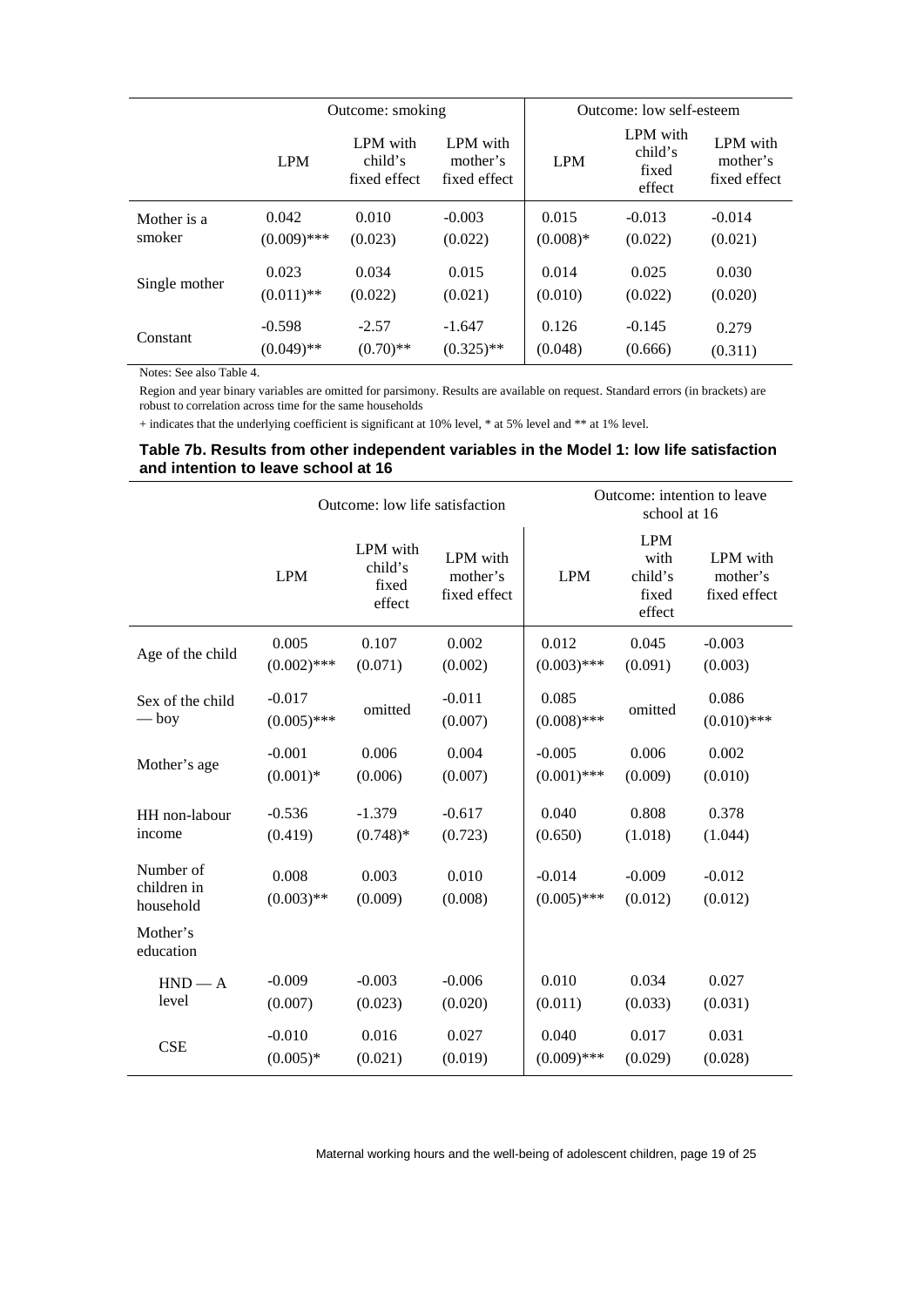| | Outcome: smoking | | | Outcome: low self-esteem | | |
|---|---|---|---|---|---|---|
| | LPM | LPM with child's fixed effect | LPM with mother's fixed effect | LPM | LPM with child's fixed effect | LPM with mother's fixed effect |
| Mother is a smoker | 0.042<br>(0.009)*** | 0.010<br>(0.023) | -0.003<br>(0.022) | 0.015<br>(0.008)* | -0.013<br>(0.022) | -0.014<br>(0.021) |
| Single mother | 0.023<br>(0.011)** | 0.034<br>(0.022) | 0.015<br>(0.021) | 0.014<br>(0.010) | 0.025<br>(0.022) | 0.030<br>(0.020) |
| Constant | -0.598<br>(0.049)** | -2.57<br>(0.70)** | -1.647<br>(0.325)** | 0.126<br>(0.048) | -0.145<br>(0.666) | 0.279<br>(0.311) |

Notes: See also Table 4.

Region and year binary variables are omitted for parsimony. Results are available on request. Standard errors (in brackets) are robust to correlation across time for the same households

+ indicates that the underlying coefficient is significant at 10% level, * at 5% level and ** at 1% level.

**Table 7b. Results from other independent variables in the Model 1: low life satisfaction and intention to leave school at 16**

| | Outcome: low life satisfaction | | | Outcome: intention to leave school at 16 | | |
|---|---|---|---|---|---|---|
| | LPM | LPM with child's fixed effect | LPM with mother's fixed effect | LPM | LPM with child's fixed effect | LPM with mother's fixed effect |
| Age of the child | 0.005<br>(0.002)*** | 0.107<br>(0.071) | 0.002<br>(0.002) | 0.012<br>(0.003)*** | 0.045<br>(0.091) | -0.003<br>(0.003) |
| Sex of the child — boy | -0.017<br>(0.005)*** | omitted | -0.011<br>(0.007) | 0.085<br>(0.008)*** | omitted | 0.086<br>(0.010)*** |
| Mother's age | -0.001<br>(0.001)* | 0.006<br>(0.006) | 0.004<br>(0.007) | -0.005<br>(0.001)*** | 0.006<br>(0.009) | 0.002<br>(0.010) |
| HH non-labour income | -0.536<br>(0.419) | -1.379<br>(0.748)* | -0.617<br>(0.723) | 0.040<br>(0.650) | 0.808<br>(1.018) | 0.378<br>(1.044) |
| Number of children in household | 0.008<br>(0.003)** | 0.003<br>(0.009) | 0.010<br>(0.008) | -0.014<br>(0.005)*** | -0.009<br>(0.012) | -0.012<br>(0.012) |
| Mother's education | | | | | | |
| HND — A level | -0.009<br>(0.007) | -0.003<br>(0.023) | -0.006<br>(0.020) | 0.010<br>(0.011) | 0.034<br>(0.033) | 0.027<br>(0.031) |
| CSE | -0.010<br>(0.005)* | 0.016<br>(0.021) | 0.027<br>(0.019) | 0.040<br>(0.009)*** | 0.017<br>(0.029) | 0.031<br>(0.028) |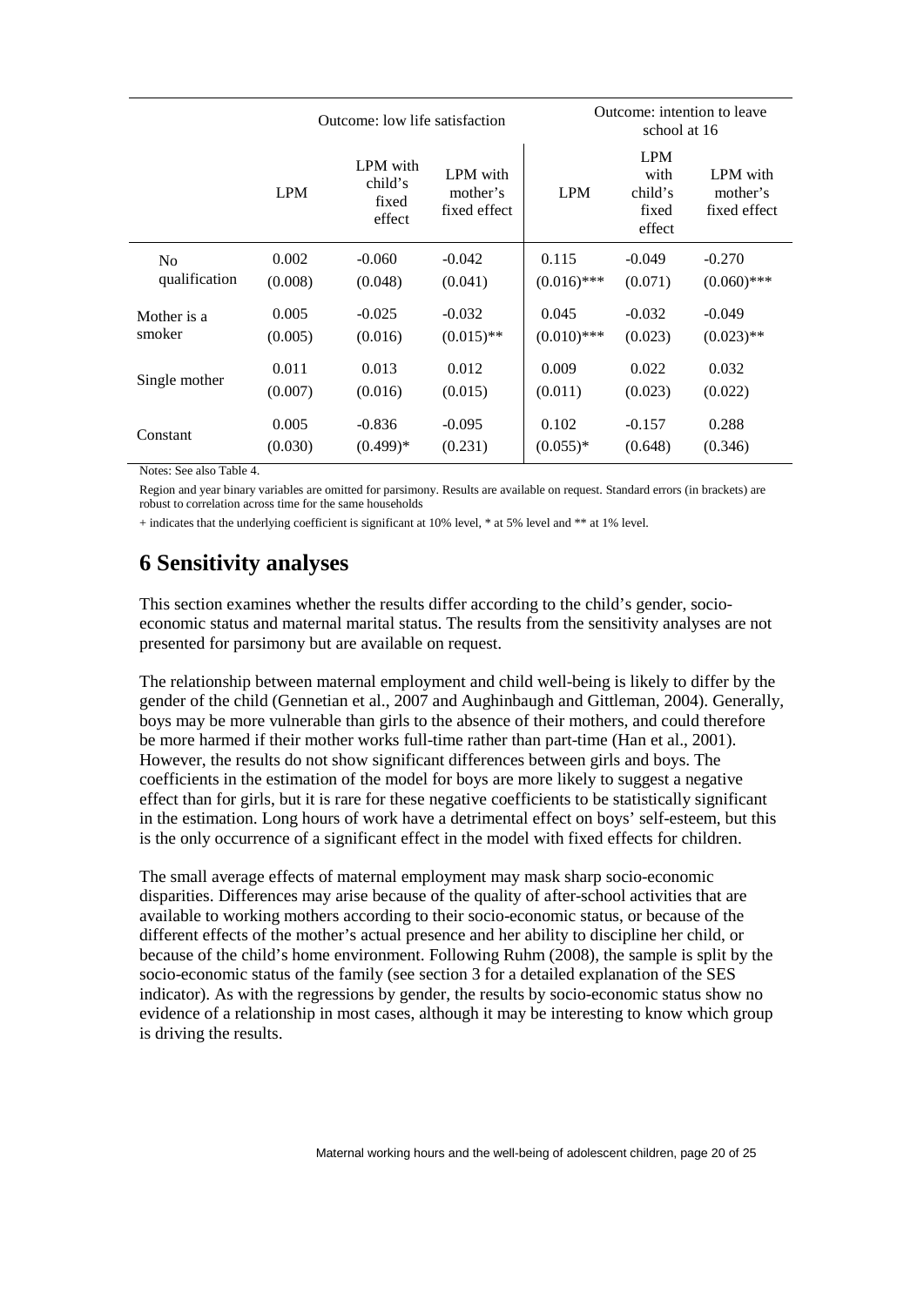| | Outcome: low life satisfaction | | | Outcome: intention to leave school at 16 | | |
|---|---|---|---|---|---|---|
| | LPM | LPM with child's fixed effect | LPM with mother's fixed effect | LPM | LPM with child's fixed effect | LPM with mother's fixed effect |
| No qualification | 0.002<br>(0.008) | -0.060<br>(0.048) | -0.042<br>(0.041) | 0.115<br>(0.016)*** | -0.049<br>(0.071) | -0.270<br>(0.060)*** |
| Mother is a smoker | 0.005<br>(0.005) | -0.025<br>(0.016) | -0.032<br>(0.015)** | 0.045<br>(0.010)*** | -0.032<br>(0.023) | -0.049<br>(0.023)** |
| Single mother | 0.011<br>(0.007) | 0.013<br>(0.016) | 0.012<br>(0.015) | 0.009<br>(0.011) | 0.022<br>(0.023) | 0.032<br>(0.022) |
| Constant | 0.005<br>(0.030) | -0.836<br>(0.499)* | -0.095<br>(0.231) | 0.102<br>(0.055)* | -0.157<br>(0.648) | 0.288<br>(0.346) |

Notes: See also Table 4.

Region and year binary variables are omitted for parsimony. Results are available on request. Standard errors (in brackets) are robust to correlation across time for the same households

+ indicates that the underlying coefficient is significant at 10% level, * at 5% level and ** at 1% level.

# 6 Sensitivity analyses

This section examines whether the results differ according to the child's gender, socio-economic status and maternal marital status. The results from the sensitivity analyses are not presented for parsimony but are available on request.

The relationship between maternal employment and child well-being is likely to differ by the gender of the child (Gennetian et al., 2007 and Aughinbaugh and Gittleman, 2004). Generally, boys may be more vulnerable than girls to the absence of their mothers, and could therefore be more harmed if their mother works full-time rather than part-time (Han et al., 2001). However, the results do not show significant differences between girls and boys. The coefficients in the estimation of the model for boys are more likely to suggest a negative effect than for girls, but it is rare for these negative coefficients to be statistically significant in the estimation. Long hours of work have a detrimental effect on boys' self-esteem, but this is the only occurrence of a significant effect in the model with fixed effects for children.

The small average effects of maternal employment may mask sharp socio-economic disparities. Differences may arise because of the quality of after-school activities that are available to working mothers according to their socio-economic status, or because of the different effects of the mother's actual presence and her ability to discipline her child, or because of the child's home environment. Following Ruhm (2008), the sample is split by the socio-economic status of the family (see section 3 for a detailed explanation of the SES indicator). As with the regressions by gender, the results by socio-economic status show no evidence of a relationship in most cases, although it may be interesting to know which group is driving the results.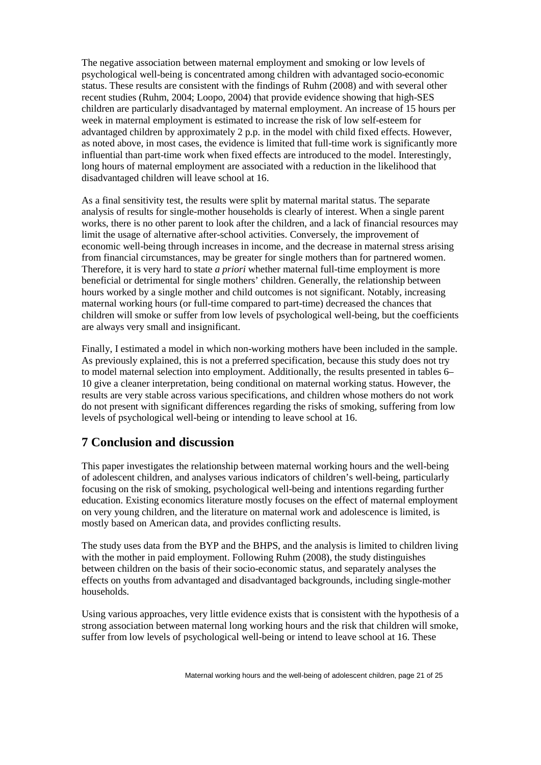The negative association between maternal employment and smoking or low levels of psychological well-being is concentrated among children with advantaged socio-economic status. These results are consistent with the findings of Ruhm (2008) and with several other recent studies (Ruhm, 2004; Loopo, 2004) that provide evidence showing that high-SES children are particularly disadvantaged by maternal employment. An increase of 15 hours per week in maternal employment is estimated to increase the risk of low self-esteem for advantaged children by approximately 2 p.p. in the model with child fixed effects. However, as noted above, in most cases, the evidence is limited that full-time work is significantly more influential than part-time work when fixed effects are introduced to the model. Interestingly, long hours of maternal employment are associated with a reduction in the likelihood that disadvantaged children will leave school at 16.

As a final sensitivity test, the results were split by maternal marital status. The separate analysis of results for single-mother households is clearly of interest. When a single parent works, there is no other parent to look after the children, and a lack of financial resources may limit the usage of alternative after-school activities. Conversely, the improvement of economic well-being through increases in income, and the decrease in maternal stress arising from financial circumstances, may be greater for single mothers than for partnered women. Therefore, it is very hard to state *a priori* whether maternal full-time employment is more beneficial or detrimental for single mothers' children. Generally, the relationship between hours worked by a single mother and child outcomes is not significant. Notably, increasing maternal working hours (or full-time compared to part-time) decreased the chances that children will smoke or suffer from low levels of psychological well-being, but the coefficients are always very small and insignificant.

Finally, I estimated a model in which non-working mothers have been included in the sample. As previously explained, this is not a preferred specification, because this study does not try to model maternal selection into employment. Additionally, the results presented in tables 6–10 give a cleaner interpretation, being conditional on maternal working status. However, the results are very stable across various specifications, and children whose mothers do not work do not present with significant differences regarding the risks of smoking, suffering from low levels of psychological well-being or intending to leave school at 16.

## 7 Conclusion and discussion

This paper investigates the relationship between maternal working hours and the well-being of adolescent children, and analyses various indicators of children's well-being, particularly focusing on the risk of smoking, psychological well-being and intentions regarding further education. Existing economics literature mostly focuses on the effect of maternal employment on very young children, and the literature on maternal work and adolescence is limited, is mostly based on American data, and provides conflicting results.

The study uses data from the BYP and the BHPS, and the analysis is limited to children living with the mother in paid employment. Following Ruhm (2008), the study distinguishes between children on the basis of their socio-economic status, and separately analyses the effects on youths from advantaged and disadvantaged backgrounds, including single-mother households.

Using various approaches, very little evidence exists that is consistent with the hypothesis of a strong association between maternal long working hours and the risk that children will smoke, suffer from low levels of psychological well-being or intend to leave school at 16. These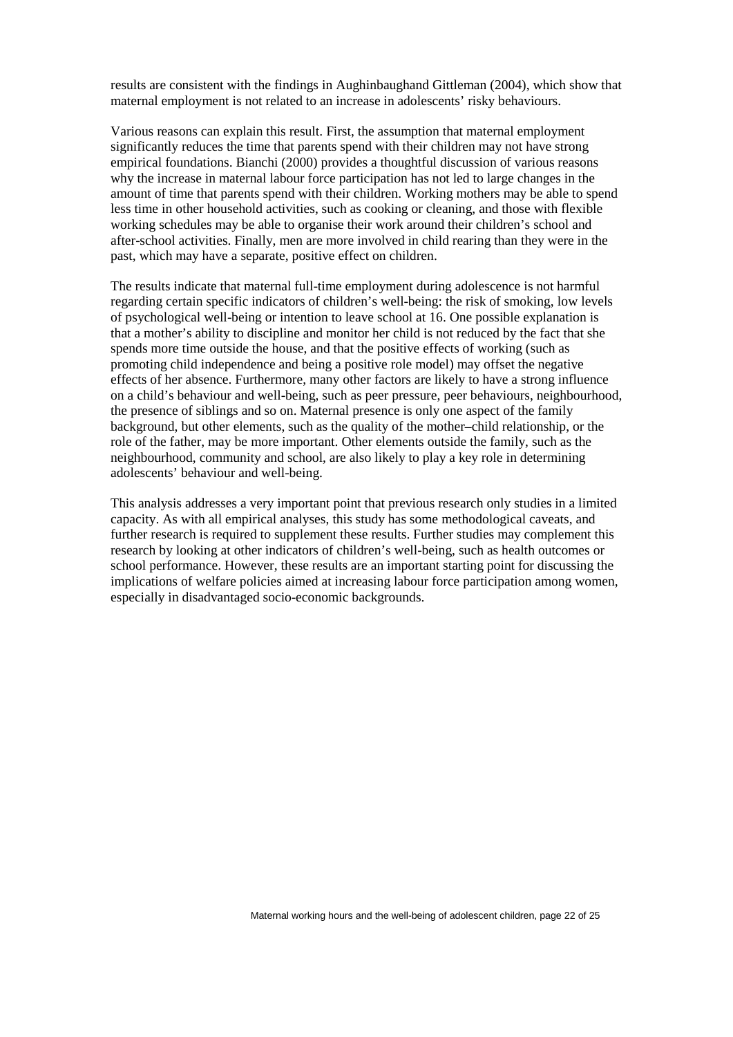results are consistent with the findings in Aughinbaughand Gittleman (2004), which show that maternal employment is not related to an increase in adolescents' risky behaviours.

Various reasons can explain this result. First, the assumption that maternal employment significantly reduces the time that parents spend with their children may not have strong empirical foundations. Bianchi (2000) provides a thoughtful discussion of various reasons why the increase in maternal labour force participation has not led to large changes in the amount of time that parents spend with their children. Working mothers may be able to spend less time in other household activities, such as cooking or cleaning, and those with flexible working schedules may be able to organise their work around their children's school and after-school activities. Finally, men are more involved in child rearing than they were in the past, which may have a separate, positive effect on children.

The results indicate that maternal full-time employment during adolescence is not harmful regarding certain specific indicators of children's well-being: the risk of smoking, low levels of psychological well-being or intention to leave school at 16. One possible explanation is that a mother's ability to discipline and monitor her child is not reduced by the fact that she spends more time outside the house, and that the positive effects of working (such as promoting child independence and being a positive role model) may offset the negative effects of her absence. Furthermore, many other factors are likely to have a strong influence on a child's behaviour and well-being, such as peer pressure, peer behaviours, neighbourhood, the presence of siblings and so on. Maternal presence is only one aspect of the family background, but other elements, such as the quality of the mother–child relationship, or the role of the father, may be more important. Other elements outside the family, such as the neighbourhood, community and school, are also likely to play a key role in determining adolescents' behaviour and well-being.

This analysis addresses a very important point that previous research only studies in a limited capacity. As with all empirical analyses, this study has some methodological caveats, and further research is required to supplement these results. Further studies may complement this research by looking at other indicators of children's well-being, such as health outcomes or school performance. However, these results are an important starting point for discussing the implications of welfare policies aimed at increasing labour force participation among women, especially in disadvantaged socio-economic backgrounds.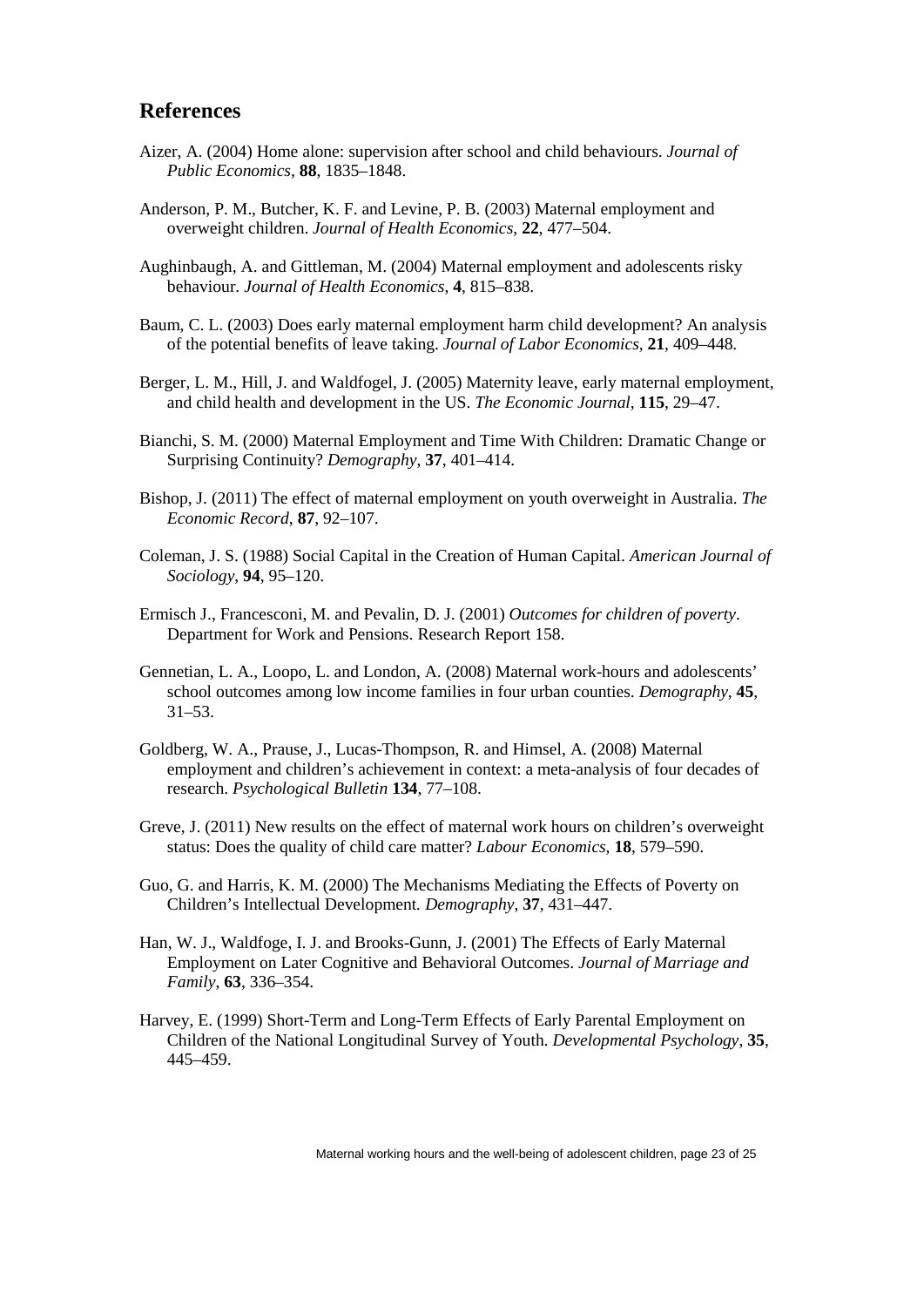## References

Aizer, A. (2004) Home alone: supervision after school and child behaviours. *Journal of Public Economics*, **88**, 1835–1848.

Anderson, P. M., Butcher, K. F. and Levine, P. B. (2003) Maternal employment and overweight children. *Journal of Health Economics*, **22**, 477–504.

Aughinbaugh, A. and Gittleman, M. (2004) Maternal employment and adolescents risky behaviour. *Journal of Health Economics*, **4**, 815–838.

Baum, C. L. (2003) Does early maternal employment harm child development? An analysis of the potential benefits of leave taking. *Journal of Labor Economics*, **21**, 409–448.

Berger, L. M., Hill, J. and Waldfogel, J. (2005) Maternity leave, early maternal employment, and child health and development in the US. *The Economic Journal*, **115**, 29–47.

Bianchi, S. M. (2000) Maternal Employment and Time With Children: Dramatic Change or Surprising Continuity? *Demography*, **37**, 401–414.

Bishop, J. (2011) The effect of maternal employment on youth overweight in Australia. *The Economic Record*, **87**, 92–107.

Coleman, J. S. (1988) Social Capital in the Creation of Human Capital. *American Journal of Sociology*, **94**, 95–120.

Ermisch J., Francesconi, M. and Pevalin, D. J. (2001) *Outcomes for children of poverty*. Department for Work and Pensions. Research Report 158.

Gennetian, L. A., Loopo, L. and London, A. (2008) Maternal work-hours and adolescents' school outcomes among low income families in four urban counties. *Demography*, **45**, 31–53.

Goldberg, W. A., Prause, J., Lucas-Thompson, R. and Himsel, A. (2008) Maternal employment and children's achievement in context: a meta-analysis of four decades of research. *Psychological Bulletin* **134**, 77–108.

Greve, J. (2011) New results on the effect of maternal work hours on children's overweight status: Does the quality of child care matter? *Labour Economics*, **18**, 579–590.

Guo, G. and Harris, K. M. (2000) The Mechanisms Mediating the Effects of Poverty on Children's Intellectual Development. *Demography*, **37**, 431–447.

Han, W. J., Waldfoge, I. J. and Brooks-Gunn, J. (2001) The Effects of Early Maternal Employment on Later Cognitive and Behavioral Outcomes. *Journal of Marriage and Family*, **63**, 336–354.

Harvey, E. (1999) Short-Term and Long-Term Effects of Early Parental Employment on Children of the National Longitudinal Survey of Youth. *Developmental Psychology*, **35**, 445–459.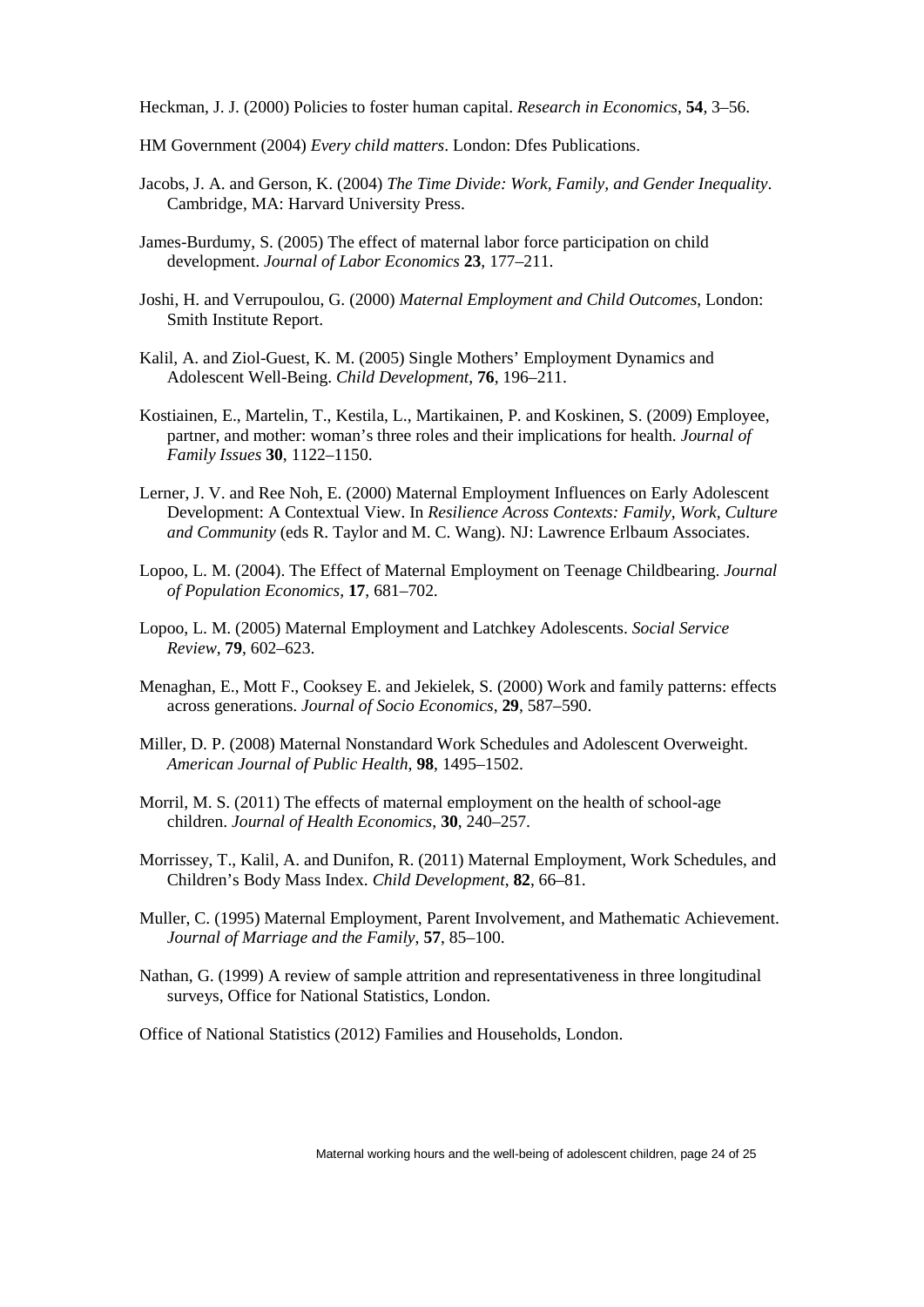Heckman, J. J. (2000) Policies to foster human capital. *Research in Economics*, **54**, 3–56.

HM Government (2004) *Every child matters*. London: Dfes Publications.

Jacobs, J. A. and Gerson, K. (2004) *The Time Divide: Work, Family, and Gender Inequality*. Cambridge, MA: Harvard University Press.

James-Burdumy, S. (2005) The effect of maternal labor force participation on child development. *Journal of Labor Economics* **23**, 177–211.

Joshi, H. and Verrupoulou, G. (2000) *Maternal Employment and Child Outcomes*, London: Smith Institute Report.

Kalil, A. and Ziol-Guest, K. M. (2005) Single Mothers' Employment Dynamics and Adolescent Well-Being. *Child Development*, **76**, 196–211.

Kostiainen, E., Martelin, T., Kestila, L., Martikainen, P. and Koskinen, S. (2009) Employee, partner, and mother: woman's three roles and their implications for health. *Journal of Family Issues* **30**, 1122–1150.

Lerner, J. V. and Ree Noh, E. (2000) Maternal Employment Influences on Early Adolescent Development: A Contextual View. In *Resilience Across Contexts: Family, Work, Culture and Community* (eds R. Taylor and M. C. Wang). NJ: Lawrence Erlbaum Associates.

Lopoo, L. M. (2004). The Effect of Maternal Employment on Teenage Childbearing. *Journal of Population Economics*, **17**, 681–702.

Lopoo, L. M. (2005) Maternal Employment and Latchkey Adolescents. *Social Service Review*, **79**, 602–623.

Menaghan, E., Mott F., Cooksey E. and Jekielek, S. (2000) Work and family patterns: effects across generations. *Journal of Socio Economics*, **29**, 587–590.

Miller, D. P. (2008) Maternal Nonstandard Work Schedules and Adolescent Overweight. *American Journal of Public Health*, **98**, 1495–1502.

Morril, M. S. (2011) The effects of maternal employment on the health of school-age children. *Journal of Health Economics*, **30**, 240–257.

Morrissey, T., Kalil, A. and Dunifon, R. (2011) Maternal Employment, Work Schedules, and Children's Body Mass Index. *Child Development*, **82**, 66–81.

Muller, C. (1995) Maternal Employment, Parent Involvement, and Mathematic Achievement. *Journal of Marriage and the Family*, **57**, 85–100.

Nathan, G. (1999) A review of sample attrition and representativeness in three longitudinal surveys, Office for National Statistics, London.

Office of National Statistics (2012) Families and Households, London.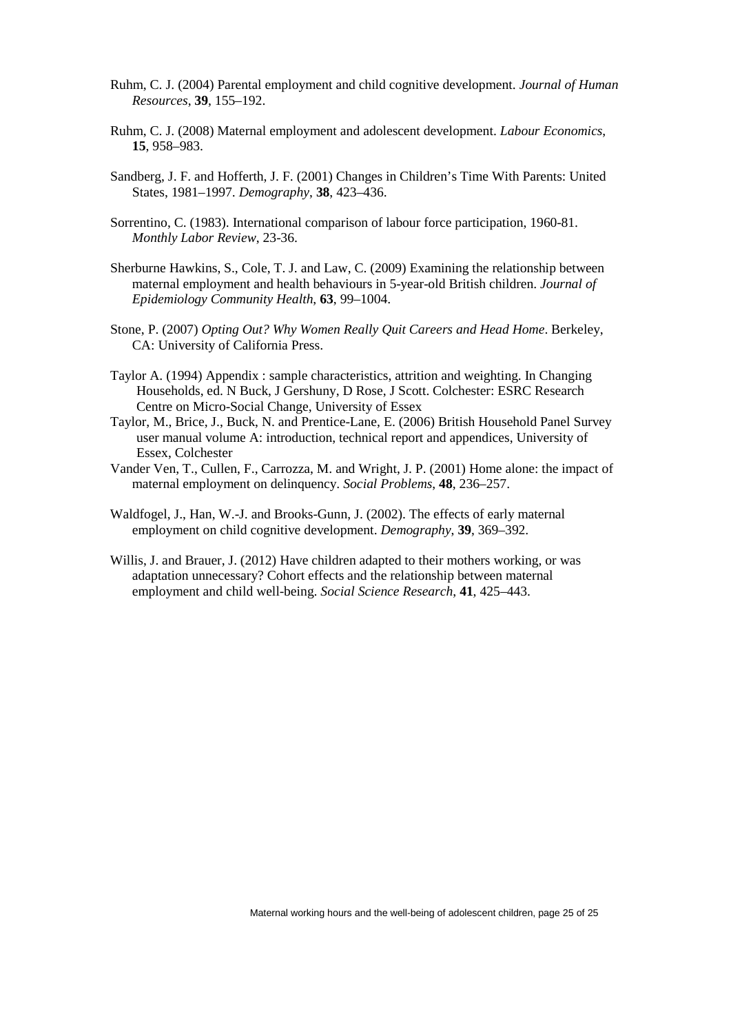Ruhm, C. J. (2004) Parental employment and child cognitive development. *Journal of Human Resources*, **39**, 155–192.

Ruhm, C. J. (2008) Maternal employment and adolescent development. *Labour Economics*, **15**, 958–983.

Sandberg, J. F. and Hofferth, J. F. (2001) Changes in Children's Time With Parents: United States, 1981–1997. *Demography*, **38**, 423–436.

Sorrentino, C. (1983). International comparison of labour force participation, 1960-81. *Monthly Labor Review*, 23-36.

Sherburne Hawkins, S., Cole, T. J. and Law, C. (2009) Examining the relationship between maternal employment and health behaviours in 5-year-old British children. *Journal of Epidemiology Community Health*, **63**, 99–1004.

Stone, P. (2007) *Opting Out? Why Women Really Quit Careers and Head Home*. Berkeley, CA: University of California Press.

Taylor A. (1994) Appendix : sample characteristics, attrition and weighting. In Changing Households, ed. N Buck, J Gershuny, D Rose, J Scott. Colchester: ESRC Research Centre on Micro-Social Change, University of Essex

Taylor, M., Brice, J., Buck, N. and Prentice-Lane, E. (2006) British Household Panel Survey user manual volume A: introduction, technical report and appendices, University of Essex, Colchester

Vander Ven, T., Cullen, F., Carrozza, M. and Wright, J. P. (2001) Home alone: the impact of maternal employment on delinquency. *Social Problems*, **48**, 236–257.

Waldfogel, J., Han, W.-J. and Brooks-Gunn, J. (2002). The effects of early maternal employment on child cognitive development. *Demography*, **39**, 369–392.

Willis, J. and Brauer, J. (2012) Have children adapted to their mothers working, or was adaptation unnecessary? Cohort effects and the relationship between maternal employment and child well-being. *Social Science Research*, **41**, 425–443.